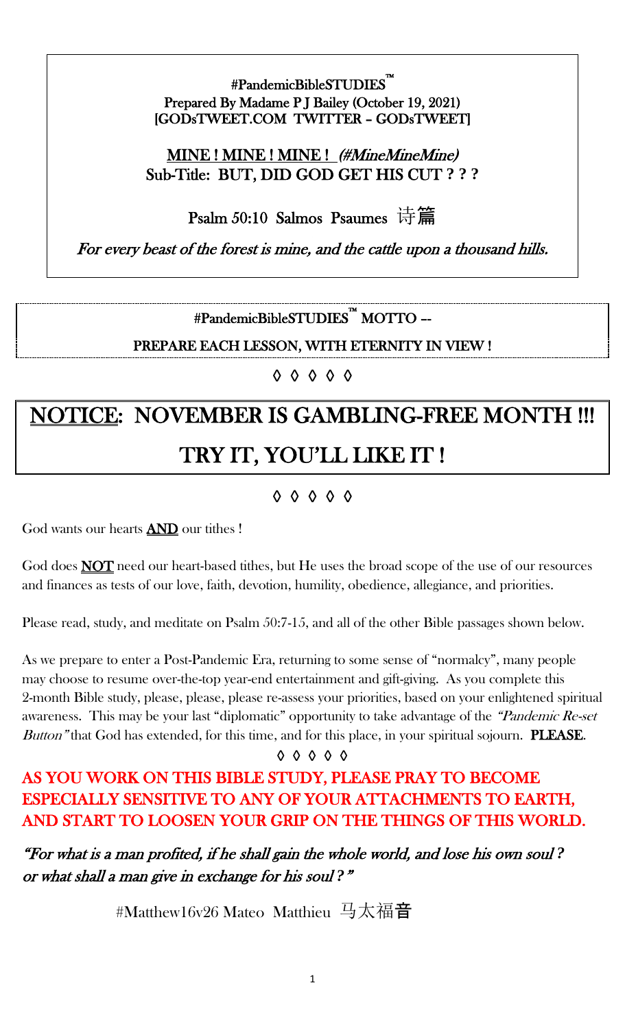**#PandemicBibleSTUDIES™**
**Prepared By Madame P J Bailey (October 19, 2021)**
**[GODsTWEET.COM TWITTER – GODsTWEET]**

**MINE ! MINE ! MINE !** ***(#MineMineMine)***
**Sub-Title: BUT, DID GOD GET HIS CUT ? ? ?**

**Psalm 50:10 Salmos Psaumes 诗篇**

*For every beast of the forest is mine, and the cattle upon a thousand hills.*

---

**#PandemicBibleSTUDIES™ MOTTO --**

**PREPARE EACH LESSON, WITH ETERNITY IN VIEW !**

◊ ◊ ◊ ◊ ◊

# NOTICE: NOVEMBER IS GAMBLING-FREE MONTH !!! TRY IT, YOU'LL LIKE IT !

◊ ◊ ◊ ◊ ◊

God wants our hearts **AND** our tithes !

God does **NOT** need our heart-based tithes, but He uses the broad scope of the use of our resources and finances as tests of our love, faith, devotion, humility, obedience, allegiance, and priorities.

Please read, study, and meditate on Psalm 50:7-15, and all of the other Bible passages shown below.

As we prepare to enter a Post-Pandemic Era, returning to some sense of "normalcy", many people may choose to resume over-the-top year-end entertainment and gift-giving. As you complete this 2-month Bible study, please, please, please re-assess your priorities, based on your enlightened spiritual awareness. This may be your last "diplomatic" opportunity to take advantage of the *"Pandemic Re-set Button"* that God has extended, for this time, and for this place, in your spiritual sojourn. **PLEASE**.

◊ ◊ ◊ ◊ ◊

**AS YOU WORK ON THIS BIBLE STUDY, PLEASE PRAY TO BECOME ESPECIALLY SENSITIVE TO ANY OF YOUR ATTACHMENTS TO EARTH, AND START TO LOOSEN YOUR GRIP ON THE THINGS OF THIS WORLD.**

*"For what is a man profited, if he shall gain the whole world, and lose his own soul ? or what shall a man give in exchange for his soul ? "*

#Matthew16v26 Mateo Matthieu 马太福音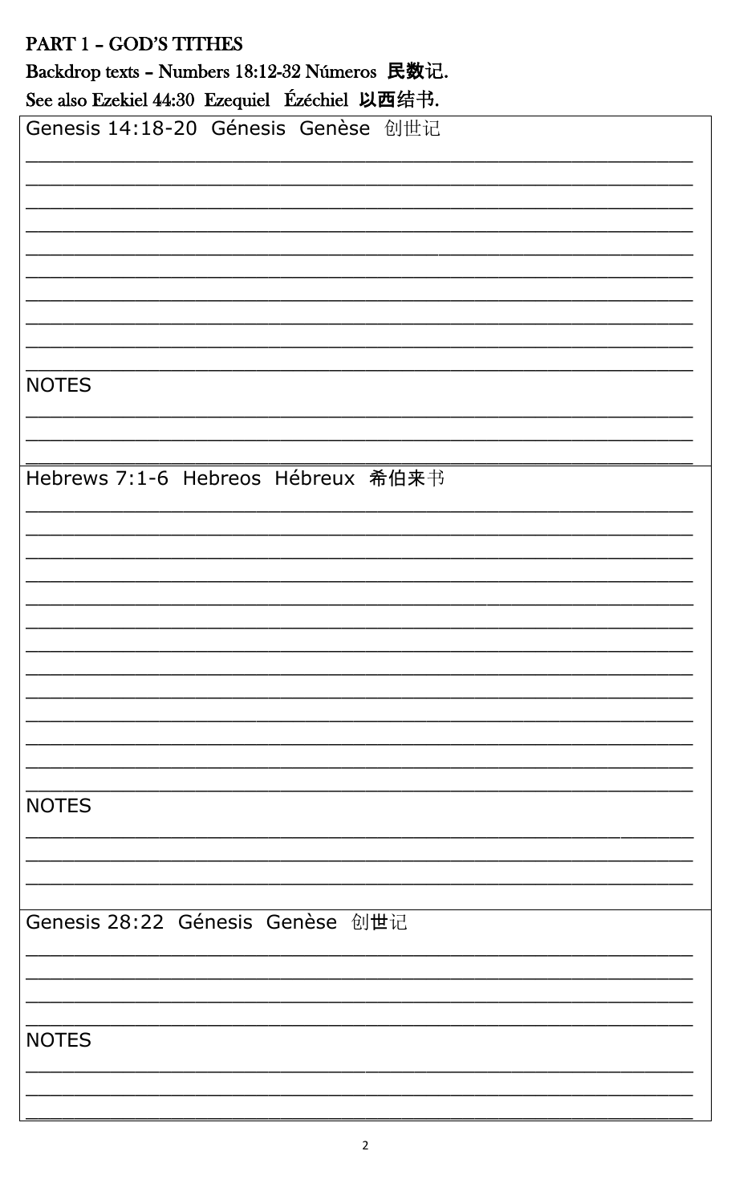**PART 1 – GOD'S TITHES**

**Backdrop texts – Numbers 18:12-32 Números 民数记.**

**See also Ezekiel 44:30 Ezequiel Ézéchiel 以西结书.**

Genesis 14:18-20 Génesis Genèse 创世记

NOTES

Hebrews 7:1-6 Hebreos Hébreux 希伯来书

NOTES

Genesis 28:22 Génesis Genèse 创世记

NOTES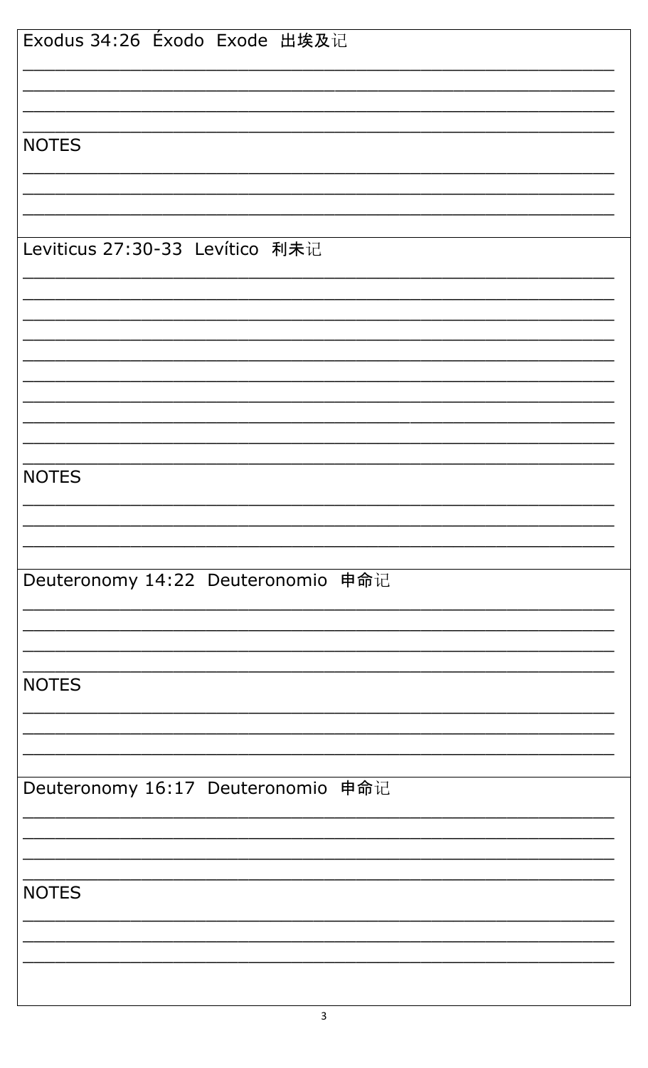Exodus 34:26  Éxodo  Exode  出埃及记

\_\_\_\_\_\_\_\_\_\_\_\_\_\_\_\_\_\_\_\_\_\_\_\_\_\_\_\_\_\_\_\_\_\_\_\_\_\_\_\_\_\_\_\_\_\_\_\_\_\_\_\_\_\_\_\_\_\_\_\_

\_\_\_\_\_\_\_\_\_\_\_\_\_\_\_\_\_\_\_\_\_\_\_\_\_\_\_\_\_\_\_\_\_\_\_\_\_\_\_\_\_\_\_\_\_\_\_\_\_\_\_\_\_\_\_\_\_\_\_\_

\_\_\_\_\_\_\_\_\_\_\_\_\_\_\_\_\_\_\_\_\_\_\_\_\_\_\_\_\_\_\_\_\_\_\_\_\_\_\_\_\_\_\_\_\_\_\_\_\_\_\_\_\_\_\_\_\_\_\_\_

\_\_\_\_\_\_\_\_\_\_\_\_\_\_\_\_\_\_\_\_\_\_\_\_\_\_\_\_\_\_\_\_\_\_\_\_\_\_\_\_\_\_\_\_\_\_\_\_\_\_\_\_\_\_\_\_\_\_\_\_

NOTES

\_\_\_\_\_\_\_\_\_\_\_\_\_\_\_\_\_\_\_\_\_\_\_\_\_\_\_\_\_\_\_\_\_\_\_\_\_\_\_\_\_\_\_\_\_\_\_\_\_\_\_\_\_\_\_\_\_\_\_\_

\_\_\_\_\_\_\_\_\_\_\_\_\_\_\_\_\_\_\_\_\_\_\_\_\_\_\_\_\_\_\_\_\_\_\_\_\_\_\_\_\_\_\_\_\_\_\_\_\_\_\_\_\_\_\_\_\_\_\_\_

\_\_\_\_\_\_\_\_\_\_\_\_\_\_\_\_\_\_\_\_\_\_\_\_\_\_\_\_\_\_\_\_\_\_\_\_\_\_\_\_\_\_\_\_\_\_\_\_\_\_\_\_\_\_\_\_\_\_\_\_

Leviticus 27:30-33  Levítico  利未记

\_\_\_\_\_\_\_\_\_\_\_\_\_\_\_\_\_\_\_\_\_\_\_\_\_\_\_\_\_\_\_\_\_\_\_\_\_\_\_\_\_\_\_\_\_\_\_\_\_\_\_\_\_\_\_\_\_\_\_\_

\_\_\_\_\_\_\_\_\_\_\_\_\_\_\_\_\_\_\_\_\_\_\_\_\_\_\_\_\_\_\_\_\_\_\_\_\_\_\_\_\_\_\_\_\_\_\_\_\_\_\_\_\_\_\_\_\_\_\_\_

\_\_\_\_\_\_\_\_\_\_\_\_\_\_\_\_\_\_\_\_\_\_\_\_\_\_\_\_\_\_\_\_\_\_\_\_\_\_\_\_\_\_\_\_\_\_\_\_\_\_\_\_\_\_\_\_\_\_\_\_

\_\_\_\_\_\_\_\_\_\_\_\_\_\_\_\_\_\_\_\_\_\_\_\_\_\_\_\_\_\_\_\_\_\_\_\_\_\_\_\_\_\_\_\_\_\_\_\_\_\_\_\_\_\_\_\_\_\_\_\_

\_\_\_\_\_\_\_\_\_\_\_\_\_\_\_\_\_\_\_\_\_\_\_\_\_\_\_\_\_\_\_\_\_\_\_\_\_\_\_\_\_\_\_\_\_\_\_\_\_\_\_\_\_\_\_\_\_\_\_\_

\_\_\_\_\_\_\_\_\_\_\_\_\_\_\_\_\_\_\_\_\_\_\_\_\_\_\_\_\_\_\_\_\_\_\_\_\_\_\_\_\_\_\_\_\_\_\_\_\_\_\_\_\_\_\_\_\_\_\_\_

\_\_\_\_\_\_\_\_\_\_\_\_\_\_\_\_\_\_\_\_\_\_\_\_\_\_\_\_\_\_\_\_\_\_\_\_\_\_\_\_\_\_\_\_\_\_\_\_\_\_\_\_\_\_\_\_\_\_\_\_

\_\_\_\_\_\_\_\_\_\_\_\_\_\_\_\_\_\_\_\_\_\_\_\_\_\_\_\_\_\_\_\_\_\_\_\_\_\_\_\_\_\_\_\_\_\_\_\_\_\_\_\_\_\_\_\_\_\_\_\_

\_\_\_\_\_\_\_\_\_\_\_\_\_\_\_\_\_\_\_\_\_\_\_\_\_\_\_\_\_\_\_\_\_\_\_\_\_\_\_\_\_\_\_\_\_\_\_\_\_\_\_\_\_\_\_\_\_\_\_\_

\_\_\_\_\_\_\_\_\_\_\_\_\_\_\_\_\_\_\_\_\_\_\_\_\_\_\_\_\_\_\_\_\_\_\_\_\_\_\_\_\_\_\_\_\_\_\_\_\_\_\_\_\_\_\_\_\_\_\_\_

NOTES

\_\_\_\_\_\_\_\_\_\_\_\_\_\_\_\_\_\_\_\_\_\_\_\_\_\_\_\_\_\_\_\_\_\_\_\_\_\_\_\_\_\_\_\_\_\_\_\_\_\_\_\_\_\_\_\_\_\_\_\_

\_\_\_\_\_\_\_\_\_\_\_\_\_\_\_\_\_\_\_\_\_\_\_\_\_\_\_\_\_\_\_\_\_\_\_\_\_\_\_\_\_\_\_\_\_\_\_\_\_\_\_\_\_\_\_\_\_\_\_\_

\_\_\_\_\_\_\_\_\_\_\_\_\_\_\_\_\_\_\_\_\_\_\_\_\_\_\_\_\_\_\_\_\_\_\_\_\_\_\_\_\_\_\_\_\_\_\_\_\_\_\_\_\_\_\_\_\_\_\_\_

Deuteronomy 14:22  Deuteronomio  申命记

\_\_\_\_\_\_\_\_\_\_\_\_\_\_\_\_\_\_\_\_\_\_\_\_\_\_\_\_\_\_\_\_\_\_\_\_\_\_\_\_\_\_\_\_\_\_\_\_\_\_\_\_\_\_\_\_\_\_\_\_

\_\_\_\_\_\_\_\_\_\_\_\_\_\_\_\_\_\_\_\_\_\_\_\_\_\_\_\_\_\_\_\_\_\_\_\_\_\_\_\_\_\_\_\_\_\_\_\_\_\_\_\_\_\_\_\_\_\_\_\_

\_\_\_\_\_\_\_\_\_\_\_\_\_\_\_\_\_\_\_\_\_\_\_\_\_\_\_\_\_\_\_\_\_\_\_\_\_\_\_\_\_\_\_\_\_\_\_\_\_\_\_\_\_\_\_\_\_\_\_\_

\_\_\_\_\_\_\_\_\_\_\_\_\_\_\_\_\_\_\_\_\_\_\_\_\_\_\_\_\_\_\_\_\_\_\_\_\_\_\_\_\_\_\_\_\_\_\_\_\_\_\_\_\_\_\_\_\_\_\_\_

NOTES

\_\_\_\_\_\_\_\_\_\_\_\_\_\_\_\_\_\_\_\_\_\_\_\_\_\_\_\_\_\_\_\_\_\_\_\_\_\_\_\_\_\_\_\_\_\_\_\_\_\_\_\_\_\_\_\_\_\_\_\_

\_\_\_\_\_\_\_\_\_\_\_\_\_\_\_\_\_\_\_\_\_\_\_\_\_\_\_\_\_\_\_\_\_\_\_\_\_\_\_\_\_\_\_\_\_\_\_\_\_\_\_\_\_\_\_\_\_\_\_\_

\_\_\_\_\_\_\_\_\_\_\_\_\_\_\_\_\_\_\_\_\_\_\_\_\_\_\_\_\_\_\_\_\_\_\_\_\_\_\_\_\_\_\_\_\_\_\_\_\_\_\_\_\_\_\_\_\_\_\_\_

Deuteronomy 16:17  Deuteronomio  申命记

\_\_\_\_\_\_\_\_\_\_\_\_\_\_\_\_\_\_\_\_\_\_\_\_\_\_\_\_\_\_\_\_\_\_\_\_\_\_\_\_\_\_\_\_\_\_\_\_\_\_\_\_\_\_\_\_\_\_\_\_

\_\_\_\_\_\_\_\_\_\_\_\_\_\_\_\_\_\_\_\_\_\_\_\_\_\_\_\_\_\_\_\_\_\_\_\_\_\_\_\_\_\_\_\_\_\_\_\_\_\_\_\_\_\_\_\_\_\_\_\_

\_\_\_\_\_\_\_\_\_\_\_\_\_\_\_\_\_\_\_\_\_\_\_\_\_\_\_\_\_\_\_\_\_\_\_\_\_\_\_\_\_\_\_\_\_\_\_\_\_\_\_\_\_\_\_\_\_\_\_\_

\_\_\_\_\_\_\_\_\_\_\_\_\_\_\_\_\_\_\_\_\_\_\_\_\_\_\_\_\_\_\_\_\_\_\_\_\_\_\_\_\_\_\_\_\_\_\_\_\_\_\_\_\_\_\_\_\_\_\_\_

NOTES

\_\_\_\_\_\_\_\_\_\_\_\_\_\_\_\_\_\_\_\_\_\_\_\_\_\_\_\_\_\_\_\_\_\_\_\_\_\_\_\_\_\_\_\_\_\_\_\_\_\_\_\_\_\_\_\_\_\_\_\_

\_\_\_\_\_\_\_\_\_\_\_\_\_\_\_\_\_\_\_\_\_\_\_\_\_\_\_\_\_\_\_\_\_\_\_\_\_\_\_\_\_\_\_\_\_\_\_\_\_\_\_\_\_\_\_\_\_\_\_\_

\_\_\_\_\_\_\_\_\_\_\_\_\_\_\_\_\_\_\_\_\_\_\_\_\_\_\_\_\_\_\_\_\_\_\_\_\_\_\_\_\_\_\_\_\_\_\_\_\_\_\_\_\_\_\_\_\_\_\_\_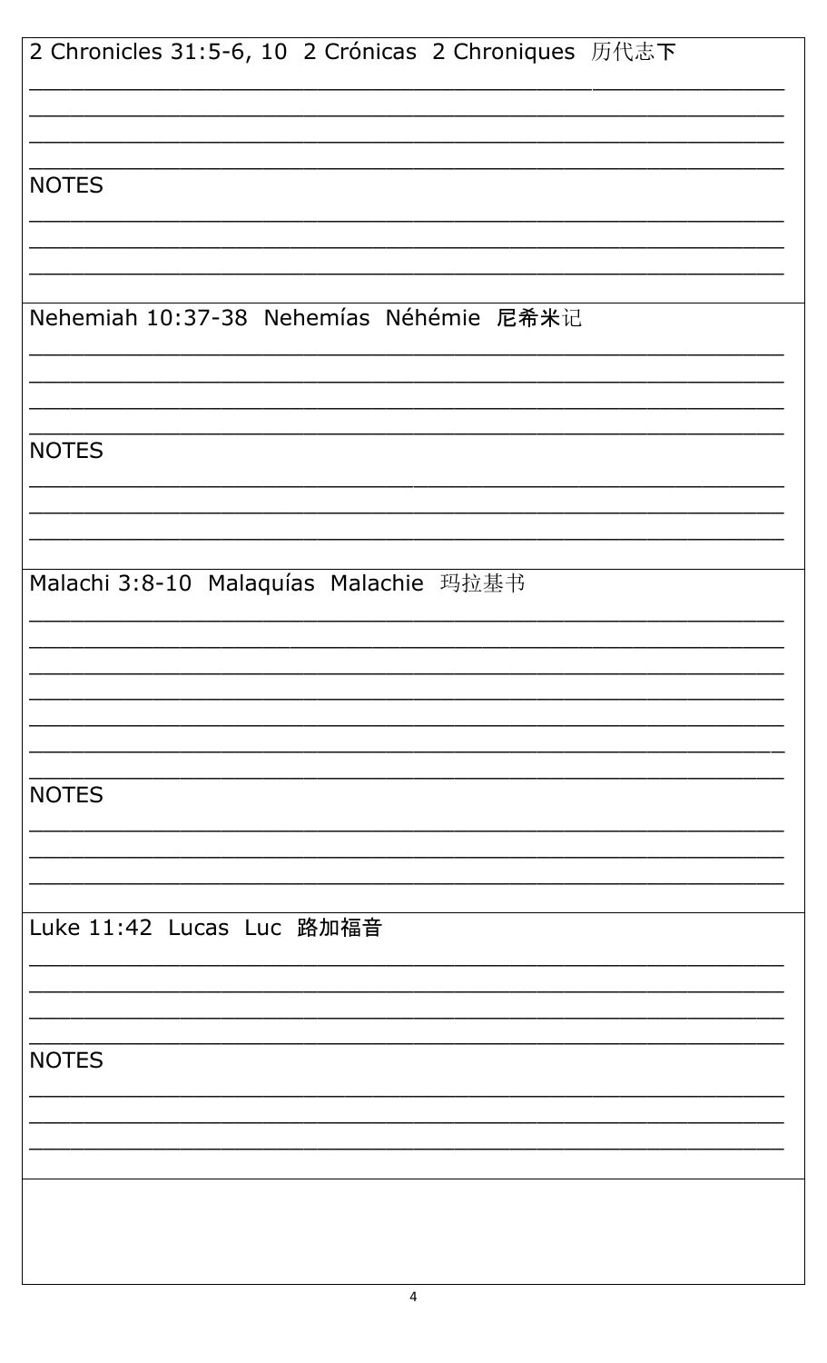2 Chronicles 31:5-6, 10  2 Crónicas  2 Chroniques  历代志下

______________________________________________________________

______________________________________________________________

______________________________________________________________

______________________________________________________________

NOTES

______________________________________________________________

______________________________________________________________

______________________________________________________________

Nehemiah 10:37-38  Nehemías  Néhémie  尼希米记

______________________________________________________________

______________________________________________________________

______________________________________________________________

______________________________________________________________

NOTES

______________________________________________________________

______________________________________________________________

______________________________________________________________

Malachi 3:8-10  Malaquías  Malachie  玛拉基书

______________________________________________________________

______________________________________________________________

______________________________________________________________

______________________________________________________________

______________________________________________________________

______________________________________________________________

______________________________________________________________

NOTES

______________________________________________________________

______________________________________________________________

______________________________________________________________

Luke 11:42  Lucas  Luc  路加福音

______________________________________________________________

______________________________________________________________

______________________________________________________________

______________________________________________________________

NOTES

______________________________________________________________

______________________________________________________________

______________________________________________________________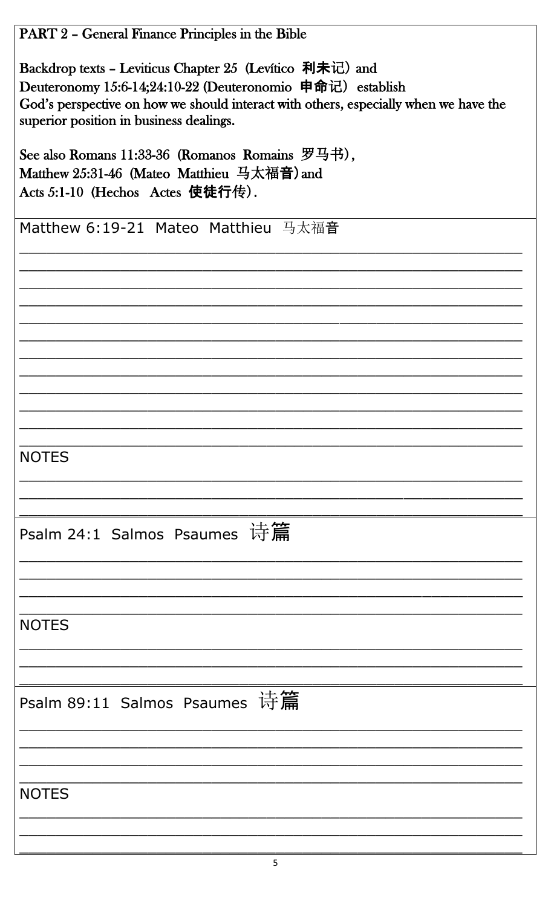**PART 2 – General Finance Principles in the Bible**

**Backdrop texts – Leviticus Chapter 25 (Levítico 利未记) and Deuteronomy 15:6-14;24:10-22 (Deuteronomio 申命记) establish God's perspective on how we should interact with others, especially when we have the superior position in business dealings.**

**See also Romans 11:33-36 (Romanos Romains 罗马书), Matthew 25:31-46 (Mateo Matthieu 马太福音) and Acts 5:1-10 (Hechos Actes 使徒行传).**

Matthew 6:19-21 Mateo Matthieu 马太福音

\_\_\_\_\_\_\_\_\_\_\_\_\_\_\_\_\_\_\_\_\_\_\_\_\_\_\_\_\_\_\_\_\_\_\_\_\_\_\_\_\_\_\_\_\_\_\_\_\_\_\_\_\_\_\_\_\_\_

\_\_\_\_\_\_\_\_\_\_\_\_\_\_\_\_\_\_\_\_\_\_\_\_\_\_\_\_\_\_\_\_\_\_\_\_\_\_\_\_\_\_\_\_\_\_\_\_\_\_\_\_\_\_\_\_\_\_

\_\_\_\_\_\_\_\_\_\_\_\_\_\_\_\_\_\_\_\_\_\_\_\_\_\_\_\_\_\_\_\_\_\_\_\_\_\_\_\_\_\_\_\_\_\_\_\_\_\_\_\_\_\_\_\_\_\_

\_\_\_\_\_\_\_\_\_\_\_\_\_\_\_\_\_\_\_\_\_\_\_\_\_\_\_\_\_\_\_\_\_\_\_\_\_\_\_\_\_\_\_\_\_\_\_\_\_\_\_\_\_\_\_\_\_\_

\_\_\_\_\_\_\_\_\_\_\_\_\_\_\_\_\_\_\_\_\_\_\_\_\_\_\_\_\_\_\_\_\_\_\_\_\_\_\_\_\_\_\_\_\_\_\_\_\_\_\_\_\_\_\_\_\_\_

\_\_\_\_\_\_\_\_\_\_\_\_\_\_\_\_\_\_\_\_\_\_\_\_\_\_\_\_\_\_\_\_\_\_\_\_\_\_\_\_\_\_\_\_\_\_\_\_\_\_\_\_\_\_\_\_\_\_

\_\_\_\_\_\_\_\_\_\_\_\_\_\_\_\_\_\_\_\_\_\_\_\_\_\_\_\_\_\_\_\_\_\_\_\_\_\_\_\_\_\_\_\_\_\_\_\_\_\_\_\_\_\_\_\_\_\_

\_\_\_\_\_\_\_\_\_\_\_\_\_\_\_\_\_\_\_\_\_\_\_\_\_\_\_\_\_\_\_\_\_\_\_\_\_\_\_\_\_\_\_\_\_\_\_\_\_\_\_\_\_\_\_\_\_\_

\_\_\_\_\_\_\_\_\_\_\_\_\_\_\_\_\_\_\_\_\_\_\_\_\_\_\_\_\_\_\_\_\_\_\_\_\_\_\_\_\_\_\_\_\_\_\_\_\_\_\_\_\_\_\_\_\_\_

\_\_\_\_\_\_\_\_\_\_\_\_\_\_\_\_\_\_\_\_\_\_\_\_\_\_\_\_\_\_\_\_\_\_\_\_\_\_\_\_\_\_\_\_\_\_\_\_\_\_\_\_\_\_\_\_\_\_

\_\_\_\_\_\_\_\_\_\_\_\_\_\_\_\_\_\_\_\_\_\_\_\_\_\_\_\_\_\_\_\_\_\_\_\_\_\_\_\_\_\_\_\_\_\_\_\_\_\_\_\_\_\_\_\_\_\_

\_\_\_\_\_\_\_\_\_\_\_\_\_\_\_\_\_\_\_\_\_\_\_\_\_\_\_\_\_\_\_\_\_\_\_\_\_\_\_\_\_\_\_\_\_\_\_\_\_\_\_\_\_\_\_\_\_\_

NOTES

\_\_\_\_\_\_\_\_\_\_\_\_\_\_\_\_\_\_\_\_\_\_\_\_\_\_\_\_\_\_\_\_\_\_\_\_\_\_\_\_\_\_\_\_\_\_\_\_\_\_\_\_\_\_\_\_\_\_

\_\_\_\_\_\_\_\_\_\_\_\_\_\_\_\_\_\_\_\_\_\_\_\_\_\_\_\_\_\_\_\_\_\_\_\_\_\_\_\_\_\_\_\_\_\_\_\_\_\_\_\_\_\_\_\_\_\_

\_\_\_\_\_\_\_\_\_\_\_\_\_\_\_\_\_\_\_\_\_\_\_\_\_\_\_\_\_\_\_\_\_\_\_\_\_\_\_\_\_\_\_\_\_\_\_\_\_\_\_\_\_\_\_\_\_\_

Psalm 24:1 Salmos Psaumes 诗篇

\_\_\_\_\_\_\_\_\_\_\_\_\_\_\_\_\_\_\_\_\_\_\_\_\_\_\_\_\_\_\_\_\_\_\_\_\_\_\_\_\_\_\_\_\_\_\_\_\_\_\_\_\_\_\_\_\_\_

\_\_\_\_\_\_\_\_\_\_\_\_\_\_\_\_\_\_\_\_\_\_\_\_\_\_\_\_\_\_\_\_\_\_\_\_\_\_\_\_\_\_\_\_\_\_\_\_\_\_\_\_\_\_\_\_\_\_

\_\_\_\_\_\_\_\_\_\_\_\_\_\_\_\_\_\_\_\_\_\_\_\_\_\_\_\_\_\_\_\_\_\_\_\_\_\_\_\_\_\_\_\_\_\_\_\_\_\_\_\_\_\_\_\_\_\_

\_\_\_\_\_\_\_\_\_\_\_\_\_\_\_\_\_\_\_\_\_\_\_\_\_\_\_\_\_\_\_\_\_\_\_\_\_\_\_\_\_\_\_\_\_\_\_\_\_\_\_\_\_\_\_\_\_\_

NOTES

\_\_\_\_\_\_\_\_\_\_\_\_\_\_\_\_\_\_\_\_\_\_\_\_\_\_\_\_\_\_\_\_\_\_\_\_\_\_\_\_\_\_\_\_\_\_\_\_\_\_\_\_\_\_\_\_\_\_

\_\_\_\_\_\_\_\_\_\_\_\_\_\_\_\_\_\_\_\_\_\_\_\_\_\_\_\_\_\_\_\_\_\_\_\_\_\_\_\_\_\_\_\_\_\_\_\_\_\_\_\_\_\_\_\_\_\_

\_\_\_\_\_\_\_\_\_\_\_\_\_\_\_\_\_\_\_\_\_\_\_\_\_\_\_\_\_\_\_\_\_\_\_\_\_\_\_\_\_\_\_\_\_\_\_\_\_\_\_\_\_\_\_\_\_\_

Psalm 89:11 Salmos Psaumes 诗篇

\_\_\_\_\_\_\_\_\_\_\_\_\_\_\_\_\_\_\_\_\_\_\_\_\_\_\_\_\_\_\_\_\_\_\_\_\_\_\_\_\_\_\_\_\_\_\_\_\_\_\_\_\_\_\_\_\_\_

\_\_\_\_\_\_\_\_\_\_\_\_\_\_\_\_\_\_\_\_\_\_\_\_\_\_\_\_\_\_\_\_\_\_\_\_\_\_\_\_\_\_\_\_\_\_\_\_\_\_\_\_\_\_\_\_\_\_

\_\_\_\_\_\_\_\_\_\_\_\_\_\_\_\_\_\_\_\_\_\_\_\_\_\_\_\_\_\_\_\_\_\_\_\_\_\_\_\_\_\_\_\_\_\_\_\_\_\_\_\_\_\_\_\_\_\_

\_\_\_\_\_\_\_\_\_\_\_\_\_\_\_\_\_\_\_\_\_\_\_\_\_\_\_\_\_\_\_\_\_\_\_\_\_\_\_\_\_\_\_\_\_\_\_\_\_\_\_\_\_\_\_\_\_\_

NOTES

\_\_\_\_\_\_\_\_\_\_\_\_\_\_\_\_\_\_\_\_\_\_\_\_\_\_\_\_\_\_\_\_\_\_\_\_\_\_\_\_\_\_\_\_\_\_\_\_\_\_\_\_\_\_\_\_\_\_

\_\_\_\_\_\_\_\_\_\_\_\_\_\_\_\_\_\_\_\_\_\_\_\_\_\_\_\_\_\_\_\_\_\_\_\_\_\_\_\_\_\_\_\_\_\_\_\_\_\_\_\_\_\_\_\_\_\_

\_\_\_\_\_\_\_\_\_\_\_\_\_\_\_\_\_\_\_\_\_\_\_\_\_\_\_\_\_\_\_\_\_\_\_\_\_\_\_\_\_\_\_\_\_\_\_\_\_\_\_\_\_\_\_\_\_\_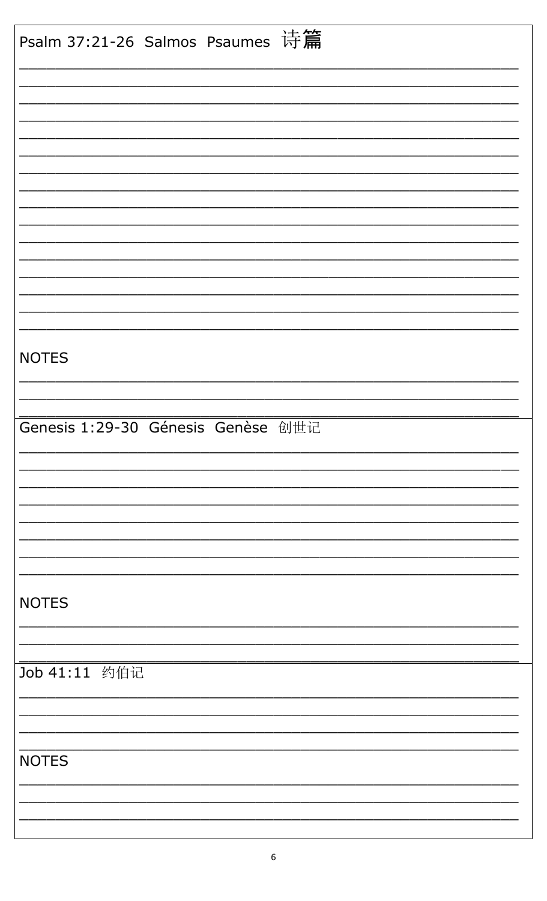## Psalm 37:21-26 Salmos Psaumes 诗篇

NOTES

## Genesis 1:29-30 Génesis Genèse 创世记

NOTES

## Job 41:11 约伯记

NOTES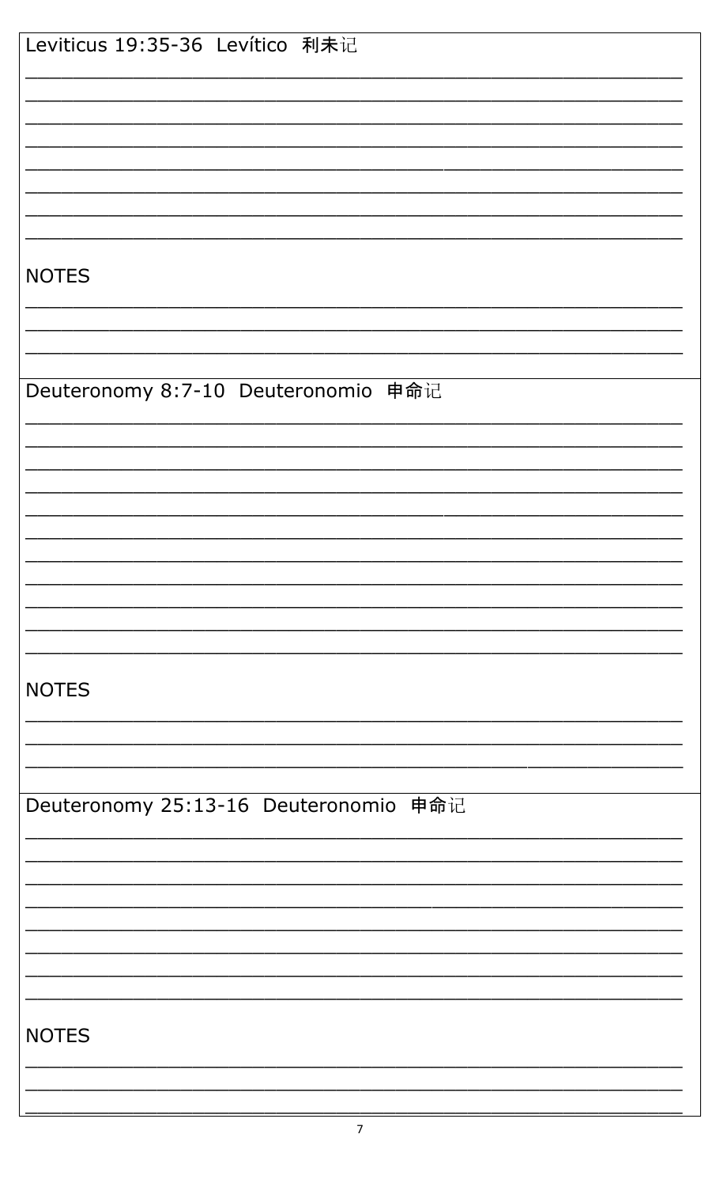Leviticus 19:35-36  Levítico  利未记

\_\_\_\_\_\_\_\_\_\_\_\_\_\_\_\_\_\_\_\_\_\_\_\_\_\_\_\_\_\_\_\_\_\_\_\_\_\_\_\_\_\_\_\_\_\_\_\_\_\_\_\_\_\_\_\_\_\_

\_\_\_\_\_\_\_\_\_\_\_\_\_\_\_\_\_\_\_\_\_\_\_\_\_\_\_\_\_\_\_\_\_\_\_\_\_\_\_\_\_\_\_\_\_\_\_\_\_\_\_\_\_\_\_\_\_\_

\_\_\_\_\_\_\_\_\_\_\_\_\_\_\_\_\_\_\_\_\_\_\_\_\_\_\_\_\_\_\_\_\_\_\_\_\_\_\_\_\_\_\_\_\_\_\_\_\_\_\_\_\_\_\_\_\_\_

\_\_\_\_\_\_\_\_\_\_\_\_\_\_\_\_\_\_\_\_\_\_\_\_\_\_\_\_\_\_\_\_\_\_\_\_\_\_\_\_\_\_\_\_\_\_\_\_\_\_\_\_\_\_\_\_\_\_

\_\_\_\_\_\_\_\_\_\_\_\_\_\_\_\_\_\_\_\_\_\_\_\_\_\_\_\_\_\_\_\_\_\_\_\_\_\_\_\_\_\_\_\_\_\_\_\_\_\_\_\_\_\_\_\_\_\_

\_\_\_\_\_\_\_\_\_\_\_\_\_\_\_\_\_\_\_\_\_\_\_\_\_\_\_\_\_\_\_\_\_\_\_\_\_\_\_\_\_\_\_\_\_\_\_\_\_\_\_\_\_\_\_\_\_\_

\_\_\_\_\_\_\_\_\_\_\_\_\_\_\_\_\_\_\_\_\_\_\_\_\_\_\_\_\_\_\_\_\_\_\_\_\_\_\_\_\_\_\_\_\_\_\_\_\_\_\_\_\_\_\_\_\_\_

\_\_\_\_\_\_\_\_\_\_\_\_\_\_\_\_\_\_\_\_\_\_\_\_\_\_\_\_\_\_\_\_\_\_\_\_\_\_\_\_\_\_\_\_\_\_\_\_\_\_\_\_\_\_\_\_\_\_

NOTES

\_\_\_\_\_\_\_\_\_\_\_\_\_\_\_\_\_\_\_\_\_\_\_\_\_\_\_\_\_\_\_\_\_\_\_\_\_\_\_\_\_\_\_\_\_\_\_\_\_\_\_\_\_\_\_\_\_\_

\_\_\_\_\_\_\_\_\_\_\_\_\_\_\_\_\_\_\_\_\_\_\_\_\_\_\_\_\_\_\_\_\_\_\_\_\_\_\_\_\_\_\_\_\_\_\_\_\_\_\_\_\_\_\_\_\_\_

\_\_\_\_\_\_\_\_\_\_\_\_\_\_\_\_\_\_\_\_\_\_\_\_\_\_\_\_\_\_\_\_\_\_\_\_\_\_\_\_\_\_\_\_\_\_\_\_\_\_\_\_\_\_\_\_\_\_

Deuteronomy 8:7-10  Deuteronomio  申命记

\_\_\_\_\_\_\_\_\_\_\_\_\_\_\_\_\_\_\_\_\_\_\_\_\_\_\_\_\_\_\_\_\_\_\_\_\_\_\_\_\_\_\_\_\_\_\_\_\_\_\_\_\_\_\_\_\_\_

\_\_\_\_\_\_\_\_\_\_\_\_\_\_\_\_\_\_\_\_\_\_\_\_\_\_\_\_\_\_\_\_\_\_\_\_\_\_\_\_\_\_\_\_\_\_\_\_\_\_\_\_\_\_\_\_\_\_

\_\_\_\_\_\_\_\_\_\_\_\_\_\_\_\_\_\_\_\_\_\_\_\_\_\_\_\_\_\_\_\_\_\_\_\_\_\_\_\_\_\_\_\_\_\_\_\_\_\_\_\_\_\_\_\_\_\_

\_\_\_\_\_\_\_\_\_\_\_\_\_\_\_\_\_\_\_\_\_\_\_\_\_\_\_\_\_\_\_\_\_\_\_\_\_\_\_\_\_\_\_\_\_\_\_\_\_\_\_\_\_\_\_\_\_\_

\_\_\_\_\_\_\_\_\_\_\_\_\_\_\_\_\_\_\_\_\_\_\_\_\_\_\_\_\_\_\_\_\_\_\_\_\_\_\_\_\_\_\_\_\_\_\_\_\_\_\_\_\_\_\_\_\_\_

\_\_\_\_\_\_\_\_\_\_\_\_\_\_\_\_\_\_\_\_\_\_\_\_\_\_\_\_\_\_\_\_\_\_\_\_\_\_\_\_\_\_\_\_\_\_\_\_\_\_\_\_\_\_\_\_\_\_

\_\_\_\_\_\_\_\_\_\_\_\_\_\_\_\_\_\_\_\_\_\_\_\_\_\_\_\_\_\_\_\_\_\_\_\_\_\_\_\_\_\_\_\_\_\_\_\_\_\_\_\_\_\_\_\_\_\_

\_\_\_\_\_\_\_\_\_\_\_\_\_\_\_\_\_\_\_\_\_\_\_\_\_\_\_\_\_\_\_\_\_\_\_\_\_\_\_\_\_\_\_\_\_\_\_\_\_\_\_\_\_\_\_\_\_\_

\_\_\_\_\_\_\_\_\_\_\_\_\_\_\_\_\_\_\_\_\_\_\_\_\_\_\_\_\_\_\_\_\_\_\_\_\_\_\_\_\_\_\_\_\_\_\_\_\_\_\_\_\_\_\_\_\_\_

\_\_\_\_\_\_\_\_\_\_\_\_\_\_\_\_\_\_\_\_\_\_\_\_\_\_\_\_\_\_\_\_\_\_\_\_\_\_\_\_\_\_\_\_\_\_\_\_\_\_\_\_\_\_\_\_\_\_

\_\_\_\_\_\_\_\_\_\_\_\_\_\_\_\_\_\_\_\_\_\_\_\_\_\_\_\_\_\_\_\_\_\_\_\_\_\_\_\_\_\_\_\_\_\_\_\_\_\_\_\_\_\_\_\_\_\_

NOTES

\_\_\_\_\_\_\_\_\_\_\_\_\_\_\_\_\_\_\_\_\_\_\_\_\_\_\_\_\_\_\_\_\_\_\_\_\_\_\_\_\_\_\_\_\_\_\_\_\_\_\_\_\_\_\_\_\_\_

\_\_\_\_\_\_\_\_\_\_\_\_\_\_\_\_\_\_\_\_\_\_\_\_\_\_\_\_\_\_\_\_\_\_\_\_\_\_\_\_\_\_\_\_\_\_\_\_\_\_\_\_\_\_\_\_\_\_

\_\_\_\_\_\_\_\_\_\_\_\_\_\_\_\_\_\_\_\_\_\_\_\_\_\_\_\_\_\_\_\_\_\_\_\_\_\_\_\_\_\_\_\_\_\_\_\_\_\_\_\_\_\_\_\_\_\_

Deuteronomy 25:13-16  Deuteronomio  申命记

\_\_\_\_\_\_\_\_\_\_\_\_\_\_\_\_\_\_\_\_\_\_\_\_\_\_\_\_\_\_\_\_\_\_\_\_\_\_\_\_\_\_\_\_\_\_\_\_\_\_\_\_\_\_\_\_\_\_

\_\_\_\_\_\_\_\_\_\_\_\_\_\_\_\_\_\_\_\_\_\_\_\_\_\_\_\_\_\_\_\_\_\_\_\_\_\_\_\_\_\_\_\_\_\_\_\_\_\_\_\_\_\_\_\_\_\_

\_\_\_\_\_\_\_\_\_\_\_\_\_\_\_\_\_\_\_\_\_\_\_\_\_\_\_\_\_\_\_\_\_\_\_\_\_\_\_\_\_\_\_\_\_\_\_\_\_\_\_\_\_\_\_\_\_\_

\_\_\_\_\_\_\_\_\_\_\_\_\_\_\_\_\_\_\_\_\_\_\_\_\_\_\_\_\_\_\_\_\_\_\_\_\_\_\_\_\_\_\_\_\_\_\_\_\_\_\_\_\_\_\_\_\_\_

\_\_\_\_\_\_\_\_\_\_\_\_\_\_\_\_\_\_\_\_\_\_\_\_\_\_\_\_\_\_\_\_\_\_\_\_\_\_\_\_\_\_\_\_\_\_\_\_\_\_\_\_\_\_\_\_\_\_

\_\_\_\_\_\_\_\_\_\_\_\_\_\_\_\_\_\_\_\_\_\_\_\_\_\_\_\_\_\_\_\_\_\_\_\_\_\_\_\_\_\_\_\_\_\_\_\_\_\_\_\_\_\_\_\_\_\_

\_\_\_\_\_\_\_\_\_\_\_\_\_\_\_\_\_\_\_\_\_\_\_\_\_\_\_\_\_\_\_\_\_\_\_\_\_\_\_\_\_\_\_\_\_\_\_\_\_\_\_\_\_\_\_\_\_\_

\_\_\_\_\_\_\_\_\_\_\_\_\_\_\_\_\_\_\_\_\_\_\_\_\_\_\_\_\_\_\_\_\_\_\_\_\_\_\_\_\_\_\_\_\_\_\_\_\_\_\_\_\_\_\_\_\_\_

NOTES

\_\_\_\_\_\_\_\_\_\_\_\_\_\_\_\_\_\_\_\_\_\_\_\_\_\_\_\_\_\_\_\_\_\_\_\_\_\_\_\_\_\_\_\_\_\_\_\_\_\_\_\_\_\_\_\_\_\_

\_\_\_\_\_\_\_\_\_\_\_\_\_\_\_\_\_\_\_\_\_\_\_\_\_\_\_\_\_\_\_\_\_\_\_\_\_\_\_\_\_\_\_\_\_\_\_\_\_\_\_\_\_\_\_\_\_\_

\_\_\_\_\_\_\_\_\_\_\_\_\_\_\_\_\_\_\_\_\_\_\_\_\_\_\_\_\_\_\_\_\_\_\_\_\_\_\_\_\_\_\_\_\_\_\_\_\_\_\_\_\_\_\_\_\_\_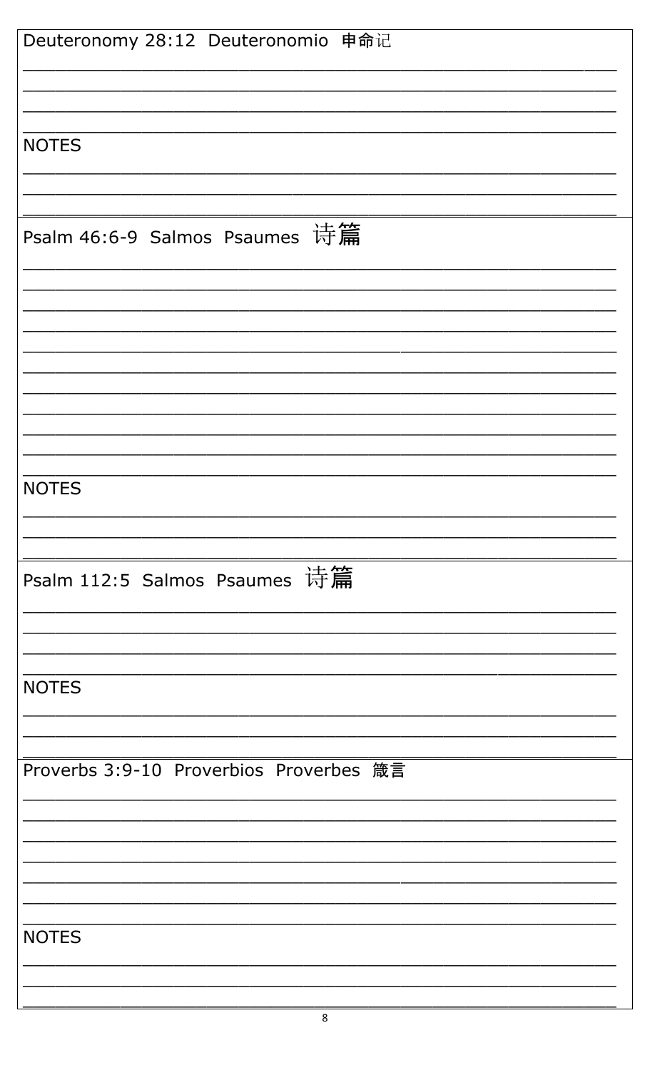Deuteronomy 28:12 Deuteronomio 申命记

\_\_\_\_\_\_\_\_\_\_\_\_\_\_\_\_\_\_\_\_\_\_\_\_\_\_\_\_\_\_\_\_\_\_\_\_\_\_\_\_\_\_\_\_\_\_\_\_\_\_\_\_\_\_\_\_\_\_\_\_

\_\_\_\_\_\_\_\_\_\_\_\_\_\_\_\_\_\_\_\_\_\_\_\_\_\_\_\_\_\_\_\_\_\_\_\_\_\_\_\_\_\_\_\_\_\_\_\_\_\_\_\_\_\_\_\_\_\_\_\_

\_\_\_\_\_\_\_\_\_\_\_\_\_\_\_\_\_\_\_\_\_\_\_\_\_\_\_\_\_\_\_\_\_\_\_\_\_\_\_\_\_\_\_\_\_\_\_\_\_\_\_\_\_\_\_\_\_\_\_\_

\_\_\_\_\_\_\_\_\_\_\_\_\_\_\_\_\_\_\_\_\_\_\_\_\_\_\_\_\_\_\_\_\_\_\_\_\_\_\_\_\_\_\_\_\_\_\_\_\_\_\_\_\_\_\_\_\_\_\_\_

NOTES

\_\_\_\_\_\_\_\_\_\_\_\_\_\_\_\_\_\_\_\_\_\_\_\_\_\_\_\_\_\_\_\_\_\_\_\_\_\_\_\_\_\_\_\_\_\_\_\_\_\_\_\_\_\_\_\_\_\_\_\_

\_\_\_\_\_\_\_\_\_\_\_\_\_\_\_\_\_\_\_\_\_\_\_\_\_\_\_\_\_\_\_\_\_\_\_\_\_\_\_\_\_\_\_\_\_\_\_\_\_\_\_\_\_\_\_\_\_\_\_\_

\_\_\_\_\_\_\_\_\_\_\_\_\_\_\_\_\_\_\_\_\_\_\_\_\_\_\_\_\_\_\_\_\_\_\_\_\_\_\_\_\_\_\_\_\_\_\_\_\_\_\_\_\_\_\_\_\_\_\_\_

Psalm 46:6-9 Salmos Psaumes 诗篇

\_\_\_\_\_\_\_\_\_\_\_\_\_\_\_\_\_\_\_\_\_\_\_\_\_\_\_\_\_\_\_\_\_\_\_\_\_\_\_\_\_\_\_\_\_\_\_\_\_\_\_\_\_\_\_\_\_\_\_\_

\_\_\_\_\_\_\_\_\_\_\_\_\_\_\_\_\_\_\_\_\_\_\_\_\_\_\_\_\_\_\_\_\_\_\_\_\_\_\_\_\_\_\_\_\_\_\_\_\_\_\_\_\_\_\_\_\_\_\_\_

\_\_\_\_\_\_\_\_\_\_\_\_\_\_\_\_\_\_\_\_\_\_\_\_\_\_\_\_\_\_\_\_\_\_\_\_\_\_\_\_\_\_\_\_\_\_\_\_\_\_\_\_\_\_\_\_\_\_\_\_

\_\_\_\_\_\_\_\_\_\_\_\_\_\_\_\_\_\_\_\_\_\_\_\_\_\_\_\_\_\_\_\_\_\_\_\_\_\_\_\_\_\_\_\_\_\_\_\_\_\_\_\_\_\_\_\_\_\_\_\_

\_\_\_\_\_\_\_\_\_\_\_\_\_\_\_\_\_\_\_\_\_\_\_\_\_\_\_\_\_\_\_\_\_\_\_\_\_\_\_\_\_\_\_\_\_\_\_\_\_\_\_\_\_\_\_\_\_\_\_\_

\_\_\_\_\_\_\_\_\_\_\_\_\_\_\_\_\_\_\_\_\_\_\_\_\_\_\_\_\_\_\_\_\_\_\_\_\_\_\_\_\_\_\_\_\_\_\_\_\_\_\_\_\_\_\_\_\_\_\_\_

\_\_\_\_\_\_\_\_\_\_\_\_\_\_\_\_\_\_\_\_\_\_\_\_\_\_\_\_\_\_\_\_\_\_\_\_\_\_\_\_\_\_\_\_\_\_\_\_\_\_\_\_\_\_\_\_\_\_\_\_

\_\_\_\_\_\_\_\_\_\_\_\_\_\_\_\_\_\_\_\_\_\_\_\_\_\_\_\_\_\_\_\_\_\_\_\_\_\_\_\_\_\_\_\_\_\_\_\_\_\_\_\_\_\_\_\_\_\_\_\_

\_\_\_\_\_\_\_\_\_\_\_\_\_\_\_\_\_\_\_\_\_\_\_\_\_\_\_\_\_\_\_\_\_\_\_\_\_\_\_\_\_\_\_\_\_\_\_\_\_\_\_\_\_\_\_\_\_\_\_\_

\_\_\_\_\_\_\_\_\_\_\_\_\_\_\_\_\_\_\_\_\_\_\_\_\_\_\_\_\_\_\_\_\_\_\_\_\_\_\_\_\_\_\_\_\_\_\_\_\_\_\_\_\_\_\_\_\_\_\_\_

\_\_\_\_\_\_\_\_\_\_\_\_\_\_\_\_\_\_\_\_\_\_\_\_\_\_\_\_\_\_\_\_\_\_\_\_\_\_\_\_\_\_\_\_\_\_\_\_\_\_\_\_\_\_\_\_\_\_\_\_

NOTES

\_\_\_\_\_\_\_\_\_\_\_\_\_\_\_\_\_\_\_\_\_\_\_\_\_\_\_\_\_\_\_\_\_\_\_\_\_\_\_\_\_\_\_\_\_\_\_\_\_\_\_\_\_\_\_\_\_\_\_\_

\_\_\_\_\_\_\_\_\_\_\_\_\_\_\_\_\_\_\_\_\_\_\_\_\_\_\_\_\_\_\_\_\_\_\_\_\_\_\_\_\_\_\_\_\_\_\_\_\_\_\_\_\_\_\_\_\_\_\_\_

\_\_\_\_\_\_\_\_\_\_\_\_\_\_\_\_\_\_\_\_\_\_\_\_\_\_\_\_\_\_\_\_\_\_\_\_\_\_\_\_\_\_\_\_\_\_\_\_\_\_\_\_\_\_\_\_\_\_\_\_

Psalm 112:5 Salmos Psaumes 诗篇

\_\_\_\_\_\_\_\_\_\_\_\_\_\_\_\_\_\_\_\_\_\_\_\_\_\_\_\_\_\_\_\_\_\_\_\_\_\_\_\_\_\_\_\_\_\_\_\_\_\_\_\_\_\_\_\_\_\_\_\_

\_\_\_\_\_\_\_\_\_\_\_\_\_\_\_\_\_\_\_\_\_\_\_\_\_\_\_\_\_\_\_\_\_\_\_\_\_\_\_\_\_\_\_\_\_\_\_\_\_\_\_\_\_\_\_\_\_\_\_\_

\_\_\_\_\_\_\_\_\_\_\_\_\_\_\_\_\_\_\_\_\_\_\_\_\_\_\_\_\_\_\_\_\_\_\_\_\_\_\_\_\_\_\_\_\_\_\_\_\_\_\_\_\_\_\_\_\_\_\_\_

\_\_\_\_\_\_\_\_\_\_\_\_\_\_\_\_\_\_\_\_\_\_\_\_\_\_\_\_\_\_\_\_\_\_\_\_\_\_\_\_\_\_\_\_\_\_\_\_\_\_\_\_\_\_\_\_\_\_\_\_

NOTES

\_\_\_\_\_\_\_\_\_\_\_\_\_\_\_\_\_\_\_\_\_\_\_\_\_\_\_\_\_\_\_\_\_\_\_\_\_\_\_\_\_\_\_\_\_\_\_\_\_\_\_\_\_\_\_\_\_\_\_\_

\_\_\_\_\_\_\_\_\_\_\_\_\_\_\_\_\_\_\_\_\_\_\_\_\_\_\_\_\_\_\_\_\_\_\_\_\_\_\_\_\_\_\_\_\_\_\_\_\_\_\_\_\_\_\_\_\_\_\_\_

\_\_\_\_\_\_\_\_\_\_\_\_\_\_\_\_\_\_\_\_\_\_\_\_\_\_\_\_\_\_\_\_\_\_\_\_\_\_\_\_\_\_\_\_\_\_\_\_\_\_\_\_\_\_\_\_\_\_\_\_

Proverbs 3:9-10 Proverbios Proverbes 箴言

\_\_\_\_\_\_\_\_\_\_\_\_\_\_\_\_\_\_\_\_\_\_\_\_\_\_\_\_\_\_\_\_\_\_\_\_\_\_\_\_\_\_\_\_\_\_\_\_\_\_\_\_\_\_\_\_\_\_\_\_

\_\_\_\_\_\_\_\_\_\_\_\_\_\_\_\_\_\_\_\_\_\_\_\_\_\_\_\_\_\_\_\_\_\_\_\_\_\_\_\_\_\_\_\_\_\_\_\_\_\_\_\_\_\_\_\_\_\_\_\_

\_\_\_\_\_\_\_\_\_\_\_\_\_\_\_\_\_\_\_\_\_\_\_\_\_\_\_\_\_\_\_\_\_\_\_\_\_\_\_\_\_\_\_\_\_\_\_\_\_\_\_\_\_\_\_\_\_\_\_\_

\_\_\_\_\_\_\_\_\_\_\_\_\_\_\_\_\_\_\_\_\_\_\_\_\_\_\_\_\_\_\_\_\_\_\_\_\_\_\_\_\_\_\_\_\_\_\_\_\_\_\_\_\_\_\_\_\_\_\_\_

\_\_\_\_\_\_\_\_\_\_\_\_\_\_\_\_\_\_\_\_\_\_\_\_\_\_\_\_\_\_\_\_\_\_\_\_\_\_\_\_\_\_\_\_\_\_\_\_\_\_\_\_\_\_\_\_\_\_\_\_

\_\_\_\_\_\_\_\_\_\_\_\_\_\_\_\_\_\_\_\_\_\_\_\_\_\_\_\_\_\_\_\_\_\_\_\_\_\_\_\_\_\_\_\_\_\_\_\_\_\_\_\_\_\_\_\_\_\_\_\_

\_\_\_\_\_\_\_\_\_\_\_\_\_\_\_\_\_\_\_\_\_\_\_\_\_\_\_\_\_\_\_\_\_\_\_\_\_\_\_\_\_\_\_\_\_\_\_\_\_\_\_\_\_\_\_\_\_\_\_\_

NOTES

\_\_\_\_\_\_\_\_\_\_\_\_\_\_\_\_\_\_\_\_\_\_\_\_\_\_\_\_\_\_\_\_\_\_\_\_\_\_\_\_\_\_\_\_\_\_\_\_\_\_\_\_\_\_\_\_\_\_\_\_

\_\_\_\_\_\_\_\_\_\_\_\_\_\_\_\_\_\_\_\_\_\_\_\_\_\_\_\_\_\_\_\_\_\_\_\_\_\_\_\_\_\_\_\_\_\_\_\_\_\_\_\_\_\_\_\_\_\_\_\_

\_\_\_\_\_\_\_\_\_\_\_\_\_\_\_\_\_\_\_\_\_\_\_\_\_\_\_\_\_\_\_\_\_\_\_\_\_\_\_\_\_\_\_\_\_\_\_\_\_\_\_\_\_\_\_\_\_\_\_\_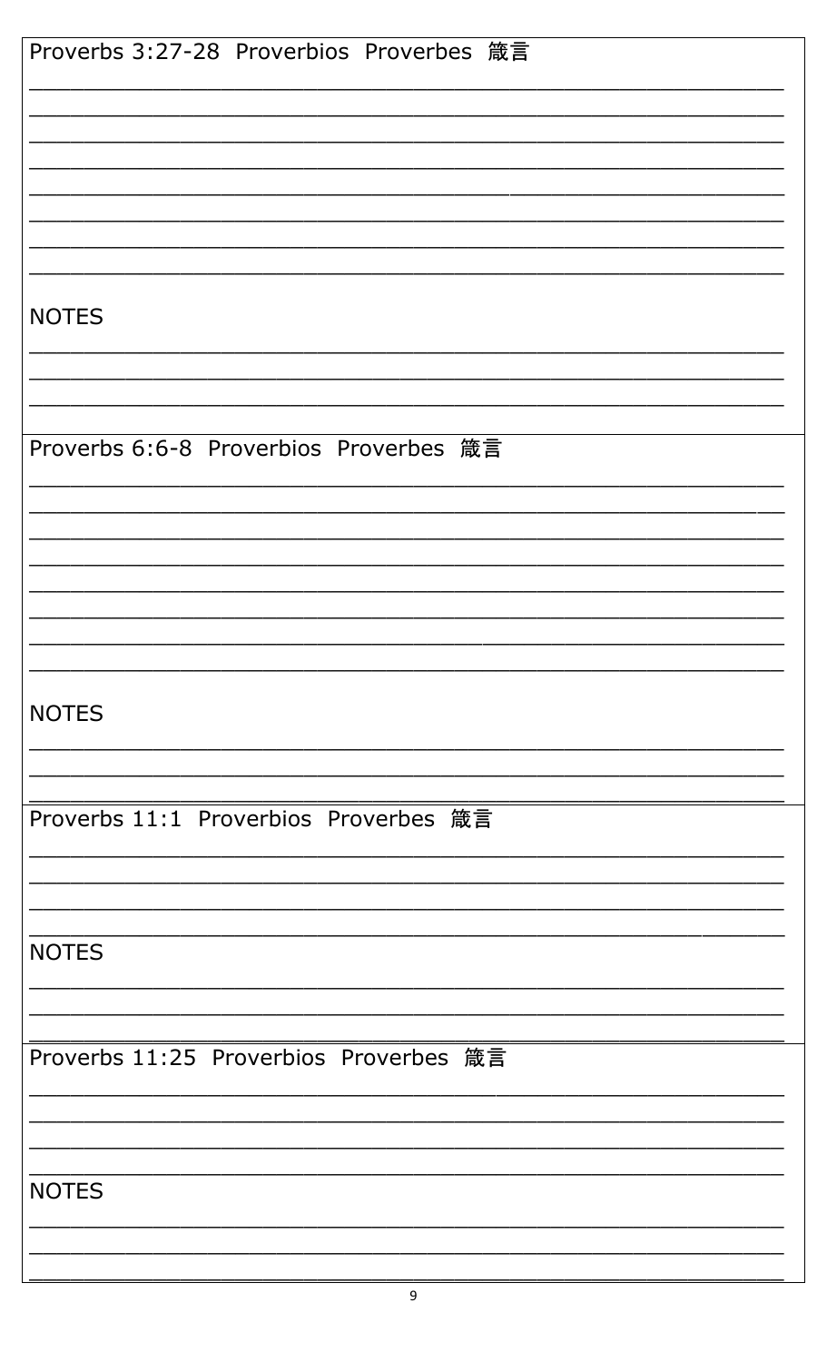Proverbs 3:27-28 Proverbios Proverbes 箴言

NOTES

Proverbs 6:6-8 Proverbios Proverbes 箴言

NOTES

Proverbs 11:1 Proverbios Proverbes 箴言

NOTES

Proverbs 11:25 Proverbios Proverbes 箴言

NOTES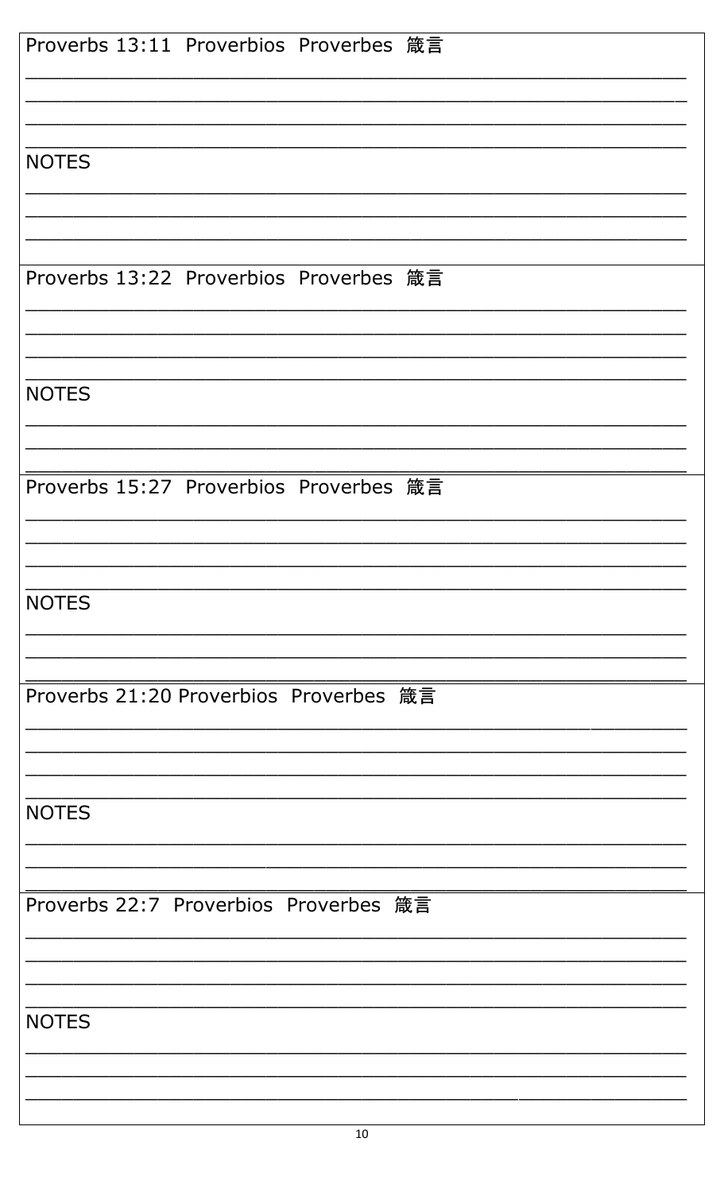Proverbs 13:11 Proverbios Proverbes 箴言

\_\_\_\_\_\_\_\_\_\_\_\_\_\_\_\_\_\_\_\_\_\_\_\_\_\_\_\_\_\_\_\_\_\_\_\_\_\_\_\_\_\_\_\_\_\_\_\_\_\_\_\_

\_\_\_\_\_\_\_\_\_\_\_\_\_\_\_\_\_\_\_\_\_\_\_\_\_\_\_\_\_\_\_\_\_\_\_\_\_\_\_\_\_\_\_\_\_\_\_\_\_\_\_\_

\_\_\_\_\_\_\_\_\_\_\_\_\_\_\_\_\_\_\_\_\_\_\_\_\_\_\_\_\_\_\_\_\_\_\_\_\_\_\_\_\_\_\_\_\_\_\_\_\_\_\_\_

\_\_\_\_\_\_\_\_\_\_\_\_\_\_\_\_\_\_\_\_\_\_\_\_\_\_\_\_\_\_\_\_\_\_\_\_\_\_\_\_\_\_\_\_\_\_\_\_\_\_\_\_

NOTES

\_\_\_\_\_\_\_\_\_\_\_\_\_\_\_\_\_\_\_\_\_\_\_\_\_\_\_\_\_\_\_\_\_\_\_\_\_\_\_\_\_\_\_\_\_\_\_\_\_\_\_\_

\_\_\_\_\_\_\_\_\_\_\_\_\_\_\_\_\_\_\_\_\_\_\_\_\_\_\_\_\_\_\_\_\_\_\_\_\_\_\_\_\_\_\_\_\_\_\_\_\_\_\_\_

\_\_\_\_\_\_\_\_\_\_\_\_\_\_\_\_\_\_\_\_\_\_\_\_\_\_\_\_\_\_\_\_\_\_\_\_\_\_\_\_\_\_\_\_\_\_\_\_\_\_\_\_

Proverbs 13:22 Proverbios Proverbes 箴言

\_\_\_\_\_\_\_\_\_\_\_\_\_\_\_\_\_\_\_\_\_\_\_\_\_\_\_\_\_\_\_\_\_\_\_\_\_\_\_\_\_\_\_\_\_\_\_\_\_\_\_\_

\_\_\_\_\_\_\_\_\_\_\_\_\_\_\_\_\_\_\_\_\_\_\_\_\_\_\_\_\_\_\_\_\_\_\_\_\_\_\_\_\_\_\_\_\_\_\_\_\_\_\_\_

\_\_\_\_\_\_\_\_\_\_\_\_\_\_\_\_\_\_\_\_\_\_\_\_\_\_\_\_\_\_\_\_\_\_\_\_\_\_\_\_\_\_\_\_\_\_\_\_\_\_\_\_

\_\_\_\_\_\_\_\_\_\_\_\_\_\_\_\_\_\_\_\_\_\_\_\_\_\_\_\_\_\_\_\_\_\_\_\_\_\_\_\_\_\_\_\_\_\_\_\_\_\_\_\_

NOTES

\_\_\_\_\_\_\_\_\_\_\_\_\_\_\_\_\_\_\_\_\_\_\_\_\_\_\_\_\_\_\_\_\_\_\_\_\_\_\_\_\_\_\_\_\_\_\_\_\_\_\_\_

\_\_\_\_\_\_\_\_\_\_\_\_\_\_\_\_\_\_\_\_\_\_\_\_\_\_\_\_\_\_\_\_\_\_\_\_\_\_\_\_\_\_\_\_\_\_\_\_\_\_\_\_

\_\_\_\_\_\_\_\_\_\_\_\_\_\_\_\_\_\_\_\_\_\_\_\_\_\_\_\_\_\_\_\_\_\_\_\_\_\_\_\_\_\_\_\_\_\_\_\_\_\_\_\_

Proverbs 15:27 Proverbios Proverbes 箴言

\_\_\_\_\_\_\_\_\_\_\_\_\_\_\_\_\_\_\_\_\_\_\_\_\_\_\_\_\_\_\_\_\_\_\_\_\_\_\_\_\_\_\_\_\_\_\_\_\_\_\_\_

\_\_\_\_\_\_\_\_\_\_\_\_\_\_\_\_\_\_\_\_\_\_\_\_\_\_\_\_\_\_\_\_\_\_\_\_\_\_\_\_\_\_\_\_\_\_\_\_\_\_\_\_

\_\_\_\_\_\_\_\_\_\_\_\_\_\_\_\_\_\_\_\_\_\_\_\_\_\_\_\_\_\_\_\_\_\_\_\_\_\_\_\_\_\_\_\_\_\_\_\_\_\_\_\_

\_\_\_\_\_\_\_\_\_\_\_\_\_\_\_\_\_\_\_\_\_\_\_\_\_\_\_\_\_\_\_\_\_\_\_\_\_\_\_\_\_\_\_\_\_\_\_\_\_\_\_\_

NOTES

\_\_\_\_\_\_\_\_\_\_\_\_\_\_\_\_\_\_\_\_\_\_\_\_\_\_\_\_\_\_\_\_\_\_\_\_\_\_\_\_\_\_\_\_\_\_\_\_\_\_\_\_

\_\_\_\_\_\_\_\_\_\_\_\_\_\_\_\_\_\_\_\_\_\_\_\_\_\_\_\_\_\_\_\_\_\_\_\_\_\_\_\_\_\_\_\_\_\_\_\_\_\_\_\_

\_\_\_\_\_\_\_\_\_\_\_\_\_\_\_\_\_\_\_\_\_\_\_\_\_\_\_\_\_\_\_\_\_\_\_\_\_\_\_\_\_\_\_\_\_\_\_\_\_\_\_\_

Proverbs 21:20 Proverbios Proverbes 箴言

\_\_\_\_\_\_\_\_\_\_\_\_\_\_\_\_\_\_\_\_\_\_\_\_\_\_\_\_\_\_\_\_\_\_\_\_\_\_\_\_\_\_\_\_\_\_\_\_\_\_\_\_

\_\_\_\_\_\_\_\_\_\_\_\_\_\_\_\_\_\_\_\_\_\_\_\_\_\_\_\_\_\_\_\_\_\_\_\_\_\_\_\_\_\_\_\_\_\_\_\_\_\_\_\_

\_\_\_\_\_\_\_\_\_\_\_\_\_\_\_\_\_\_\_\_\_\_\_\_\_\_\_\_\_\_\_\_\_\_\_\_\_\_\_\_\_\_\_\_\_\_\_\_\_\_\_\_

\_\_\_\_\_\_\_\_\_\_\_\_\_\_\_\_\_\_\_\_\_\_\_\_\_\_\_\_\_\_\_\_\_\_\_\_\_\_\_\_\_\_\_\_\_\_\_\_\_\_\_\_

NOTES

\_\_\_\_\_\_\_\_\_\_\_\_\_\_\_\_\_\_\_\_\_\_\_\_\_\_\_\_\_\_\_\_\_\_\_\_\_\_\_\_\_\_\_\_\_\_\_\_\_\_\_\_

\_\_\_\_\_\_\_\_\_\_\_\_\_\_\_\_\_\_\_\_\_\_\_\_\_\_\_\_\_\_\_\_\_\_\_\_\_\_\_\_\_\_\_\_\_\_\_\_\_\_\_\_

\_\_\_\_\_\_\_\_\_\_\_\_\_\_\_\_\_\_\_\_\_\_\_\_\_\_\_\_\_\_\_\_\_\_\_\_\_\_\_\_\_\_\_\_\_\_\_\_\_\_\_\_

Proverbs 22:7 Proverbios Proverbes 箴言

\_\_\_\_\_\_\_\_\_\_\_\_\_\_\_\_\_\_\_\_\_\_\_\_\_\_\_\_\_\_\_\_\_\_\_\_\_\_\_\_\_\_\_\_\_\_\_\_\_\_\_\_

\_\_\_\_\_\_\_\_\_\_\_\_\_\_\_\_\_\_\_\_\_\_\_\_\_\_\_\_\_\_\_\_\_\_\_\_\_\_\_\_\_\_\_\_\_\_\_\_\_\_\_\_

\_\_\_\_\_\_\_\_\_\_\_\_\_\_\_\_\_\_\_\_\_\_\_\_\_\_\_\_\_\_\_\_\_\_\_\_\_\_\_\_\_\_\_\_\_\_\_\_\_\_\_\_

\_\_\_\_\_\_\_\_\_\_\_\_\_\_\_\_\_\_\_\_\_\_\_\_\_\_\_\_\_\_\_\_\_\_\_\_\_\_\_\_\_\_\_\_\_\_\_\_\_\_\_\_

NOTES

\_\_\_\_\_\_\_\_\_\_\_\_\_\_\_\_\_\_\_\_\_\_\_\_\_\_\_\_\_\_\_\_\_\_\_\_\_\_\_\_\_\_\_\_\_\_\_\_\_\_\_\_

\_\_\_\_\_\_\_\_\_\_\_\_\_\_\_\_\_\_\_\_\_\_\_\_\_\_\_\_\_\_\_\_\_\_\_\_\_\_\_\_\_\_\_\_\_\_\_\_\_\_\_\_

\_\_\_\_\_\_\_\_\_\_\_\_\_\_\_\_\_\_\_\_\_\_\_\_\_\_\_\_\_\_\_\_\_\_\_\_\_\_\_\_\_\_\_\_\_\_\_\_\_\_\_\_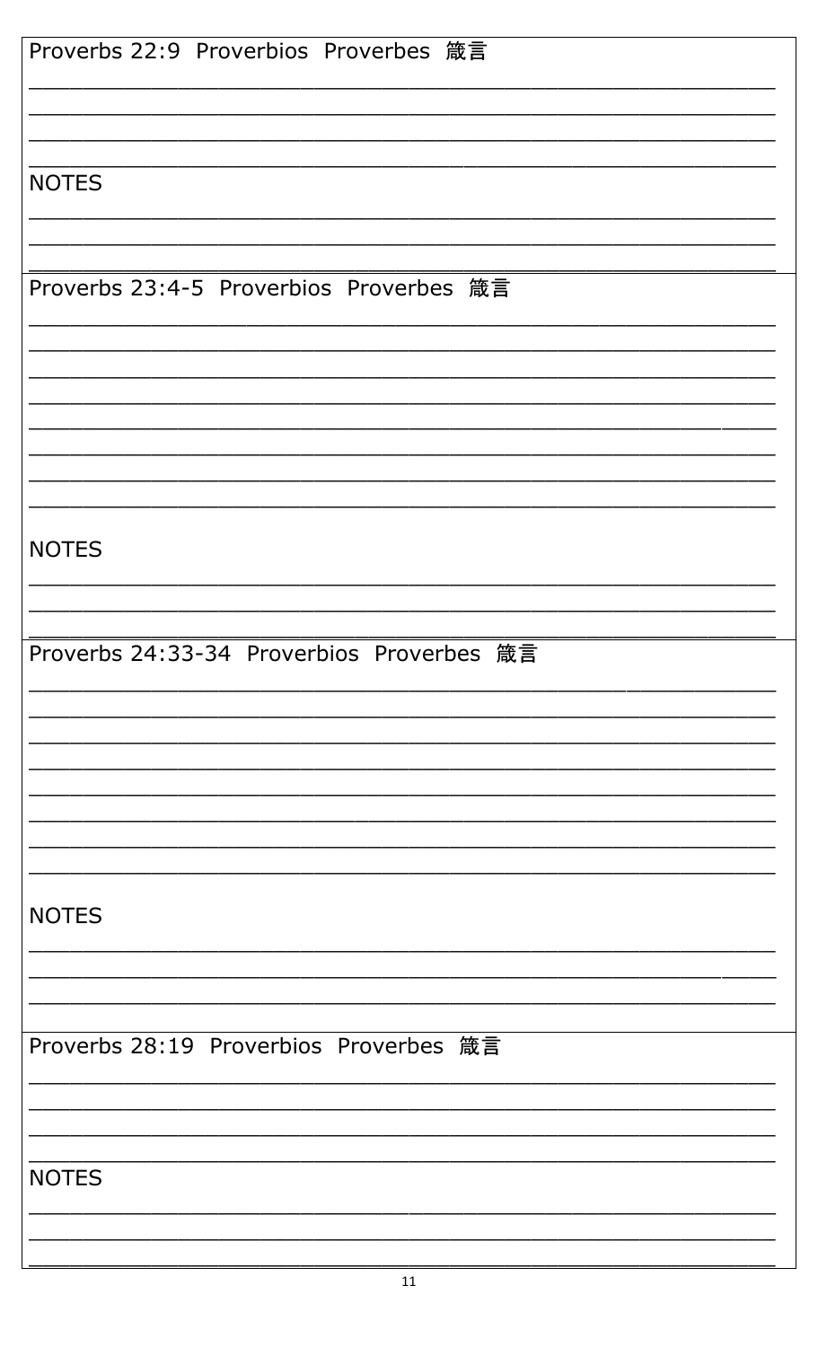Proverbs 22:9 Proverbios Proverbes 箴言

\_\_\_\_\_\_\_\_\_\_\_\_\_\_\_\_\_\_\_\_\_\_\_\_\_\_\_\_\_\_\_\_\_\_\_\_\_\_\_\_\_\_\_\_\_\_\_\_

\_\_\_\_\_\_\_\_\_\_\_\_\_\_\_\_\_\_\_\_\_\_\_\_\_\_\_\_\_\_\_\_\_\_\_\_\_\_\_\_\_\_\_\_\_\_\_\_

\_\_\_\_\_\_\_\_\_\_\_\_\_\_\_\_\_\_\_\_\_\_\_\_\_\_\_\_\_\_\_\_\_\_\_\_\_\_\_\_\_\_\_\_\_\_\_\_

\_\_\_\_\_\_\_\_\_\_\_\_\_\_\_\_\_\_\_\_\_\_\_\_\_\_\_\_\_\_\_\_\_\_\_\_\_\_\_\_\_\_\_\_\_\_\_\_

NOTES

\_\_\_\_\_\_\_\_\_\_\_\_\_\_\_\_\_\_\_\_\_\_\_\_\_\_\_\_\_\_\_\_\_\_\_\_\_\_\_\_\_\_\_\_\_\_\_\_

\_\_\_\_\_\_\_\_\_\_\_\_\_\_\_\_\_\_\_\_\_\_\_\_\_\_\_\_\_\_\_\_\_\_\_\_\_\_\_\_\_\_\_\_\_\_\_\_

\_\_\_\_\_\_\_\_\_\_\_\_\_\_\_\_\_\_\_\_\_\_\_\_\_\_\_\_\_\_\_\_\_\_\_\_\_\_\_\_\_\_\_\_\_\_\_\_

Proverbs 23:4-5 Proverbios Proverbes 箴言

\_\_\_\_\_\_\_\_\_\_\_\_\_\_\_\_\_\_\_\_\_\_\_\_\_\_\_\_\_\_\_\_\_\_\_\_\_\_\_\_\_\_\_\_\_\_\_\_

\_\_\_\_\_\_\_\_\_\_\_\_\_\_\_\_\_\_\_\_\_\_\_\_\_\_\_\_\_\_\_\_\_\_\_\_\_\_\_\_\_\_\_\_\_\_\_\_

\_\_\_\_\_\_\_\_\_\_\_\_\_\_\_\_\_\_\_\_\_\_\_\_\_\_\_\_\_\_\_\_\_\_\_\_\_\_\_\_\_\_\_\_\_\_\_\_

\_\_\_\_\_\_\_\_\_\_\_\_\_\_\_\_\_\_\_\_\_\_\_\_\_\_\_\_\_\_\_\_\_\_\_\_\_\_\_\_\_\_\_\_\_\_\_\_

\_\_\_\_\_\_\_\_\_\_\_\_\_\_\_\_\_\_\_\_\_\_\_\_\_\_\_\_\_\_\_\_\_\_\_\_\_\_\_\_\_\_\_\_\_\_\_\_

\_\_\_\_\_\_\_\_\_\_\_\_\_\_\_\_\_\_\_\_\_\_\_\_\_\_\_\_\_\_\_\_\_\_\_\_\_\_\_\_\_\_\_\_\_\_\_\_

\_\_\_\_\_\_\_\_\_\_\_\_\_\_\_\_\_\_\_\_\_\_\_\_\_\_\_\_\_\_\_\_\_\_\_\_\_\_\_\_\_\_\_\_\_\_\_\_

\_\_\_\_\_\_\_\_\_\_\_\_\_\_\_\_\_\_\_\_\_\_\_\_\_\_\_\_\_\_\_\_\_\_\_\_\_\_\_\_\_\_\_\_\_\_\_\_

NOTES

\_\_\_\_\_\_\_\_\_\_\_\_\_\_\_\_\_\_\_\_\_\_\_\_\_\_\_\_\_\_\_\_\_\_\_\_\_\_\_\_\_\_\_\_\_\_\_\_

\_\_\_\_\_\_\_\_\_\_\_\_\_\_\_\_\_\_\_\_\_\_\_\_\_\_\_\_\_\_\_\_\_\_\_\_\_\_\_\_\_\_\_\_\_\_\_\_

\_\_\_\_\_\_\_\_\_\_\_\_\_\_\_\_\_\_\_\_\_\_\_\_\_\_\_\_\_\_\_\_\_\_\_\_\_\_\_\_\_\_\_\_\_\_\_\_

Proverbs 24:33-34 Proverbios Proverbes 箴言

\_\_\_\_\_\_\_\_\_\_\_\_\_\_\_\_\_\_\_\_\_\_\_\_\_\_\_\_\_\_\_\_\_\_\_\_\_\_\_\_\_\_\_\_\_\_\_\_

\_\_\_\_\_\_\_\_\_\_\_\_\_\_\_\_\_\_\_\_\_\_\_\_\_\_\_\_\_\_\_\_\_\_\_\_\_\_\_\_\_\_\_\_\_\_\_\_

\_\_\_\_\_\_\_\_\_\_\_\_\_\_\_\_\_\_\_\_\_\_\_\_\_\_\_\_\_\_\_\_\_\_\_\_\_\_\_\_\_\_\_\_\_\_\_\_

\_\_\_\_\_\_\_\_\_\_\_\_\_\_\_\_\_\_\_\_\_\_\_\_\_\_\_\_\_\_\_\_\_\_\_\_\_\_\_\_\_\_\_\_\_\_\_\_

\_\_\_\_\_\_\_\_\_\_\_\_\_\_\_\_\_\_\_\_\_\_\_\_\_\_\_\_\_\_\_\_\_\_\_\_\_\_\_\_\_\_\_\_\_\_\_\_

\_\_\_\_\_\_\_\_\_\_\_\_\_\_\_\_\_\_\_\_\_\_\_\_\_\_\_\_\_\_\_\_\_\_\_\_\_\_\_\_\_\_\_\_\_\_\_\_

\_\_\_\_\_\_\_\_\_\_\_\_\_\_\_\_\_\_\_\_\_\_\_\_\_\_\_\_\_\_\_\_\_\_\_\_\_\_\_\_\_\_\_\_\_\_\_\_

\_\_\_\_\_\_\_\_\_\_\_\_\_\_\_\_\_\_\_\_\_\_\_\_\_\_\_\_\_\_\_\_\_\_\_\_\_\_\_\_\_\_\_\_\_\_\_\_

NOTES

\_\_\_\_\_\_\_\_\_\_\_\_\_\_\_\_\_\_\_\_\_\_\_\_\_\_\_\_\_\_\_\_\_\_\_\_\_\_\_\_\_\_\_\_\_\_\_\_

\_\_\_\_\_\_\_\_\_\_\_\_\_\_\_\_\_\_\_\_\_\_\_\_\_\_\_\_\_\_\_\_\_\_\_\_\_\_\_\_\_\_\_\_\_\_\_\_

\_\_\_\_\_\_\_\_\_\_\_\_\_\_\_\_\_\_\_\_\_\_\_\_\_\_\_\_\_\_\_\_\_\_\_\_\_\_\_\_\_\_\_\_\_\_\_\_

Proverbs 28:19 Proverbios Proverbes 箴言

\_\_\_\_\_\_\_\_\_\_\_\_\_\_\_\_\_\_\_\_\_\_\_\_\_\_\_\_\_\_\_\_\_\_\_\_\_\_\_\_\_\_\_\_\_\_\_\_

\_\_\_\_\_\_\_\_\_\_\_\_\_\_\_\_\_\_\_\_\_\_\_\_\_\_\_\_\_\_\_\_\_\_\_\_\_\_\_\_\_\_\_\_\_\_\_\_

\_\_\_\_\_\_\_\_\_\_\_\_\_\_\_\_\_\_\_\_\_\_\_\_\_\_\_\_\_\_\_\_\_\_\_\_\_\_\_\_\_\_\_\_\_\_\_\_

\_\_\_\_\_\_\_\_\_\_\_\_\_\_\_\_\_\_\_\_\_\_\_\_\_\_\_\_\_\_\_\_\_\_\_\_\_\_\_\_\_\_\_\_\_\_\_\_

NOTES

\_\_\_\_\_\_\_\_\_\_\_\_\_\_\_\_\_\_\_\_\_\_\_\_\_\_\_\_\_\_\_\_\_\_\_\_\_\_\_\_\_\_\_\_\_\_\_\_

\_\_\_\_\_\_\_\_\_\_\_\_\_\_\_\_\_\_\_\_\_\_\_\_\_\_\_\_\_\_\_\_\_\_\_\_\_\_\_\_\_\_\_\_\_\_\_\_

\_\_\_\_\_\_\_\_\_\_\_\_\_\_\_\_\_\_\_\_\_\_\_\_\_\_\_\_\_\_\_\_\_\_\_\_\_\_\_\_\_\_\_\_\_\_\_\_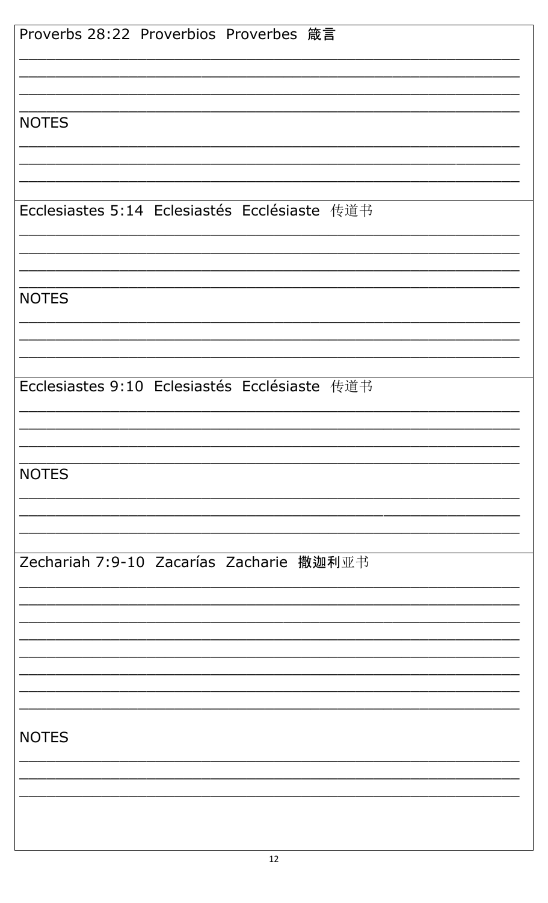Proverbs 28:22  Proverbios  Proverbes  箴言

______________________________________________________________

______________________________________________________________

______________________________________________________________

______________________________________________________________

NOTES

______________________________________________________________

______________________________________________________________

______________________________________________________________

Ecclesiastes 5:14  Eclesiastés  Ecclésiaste  传道书

______________________________________________________________

______________________________________________________________

______________________________________________________________

______________________________________________________________

NOTES

______________________________________________________________

______________________________________________________________

______________________________________________________________

Ecclesiastes 9:10  Eclesiastés  Ecclésiaste  传道书

______________________________________________________________

______________________________________________________________

______________________________________________________________

______________________________________________________________

NOTES

______________________________________________________________

______________________________________________________________

______________________________________________________________

Zechariah 7:9-10  Zacarías  Zacharie  撒迦利亚书

______________________________________________________________

______________________________________________________________

______________________________________________________________

______________________________________________________________

______________________________________________________________

______________________________________________________________

______________________________________________________________

______________________________________________________________

NOTES

______________________________________________________________

______________________________________________________________

______________________________________________________________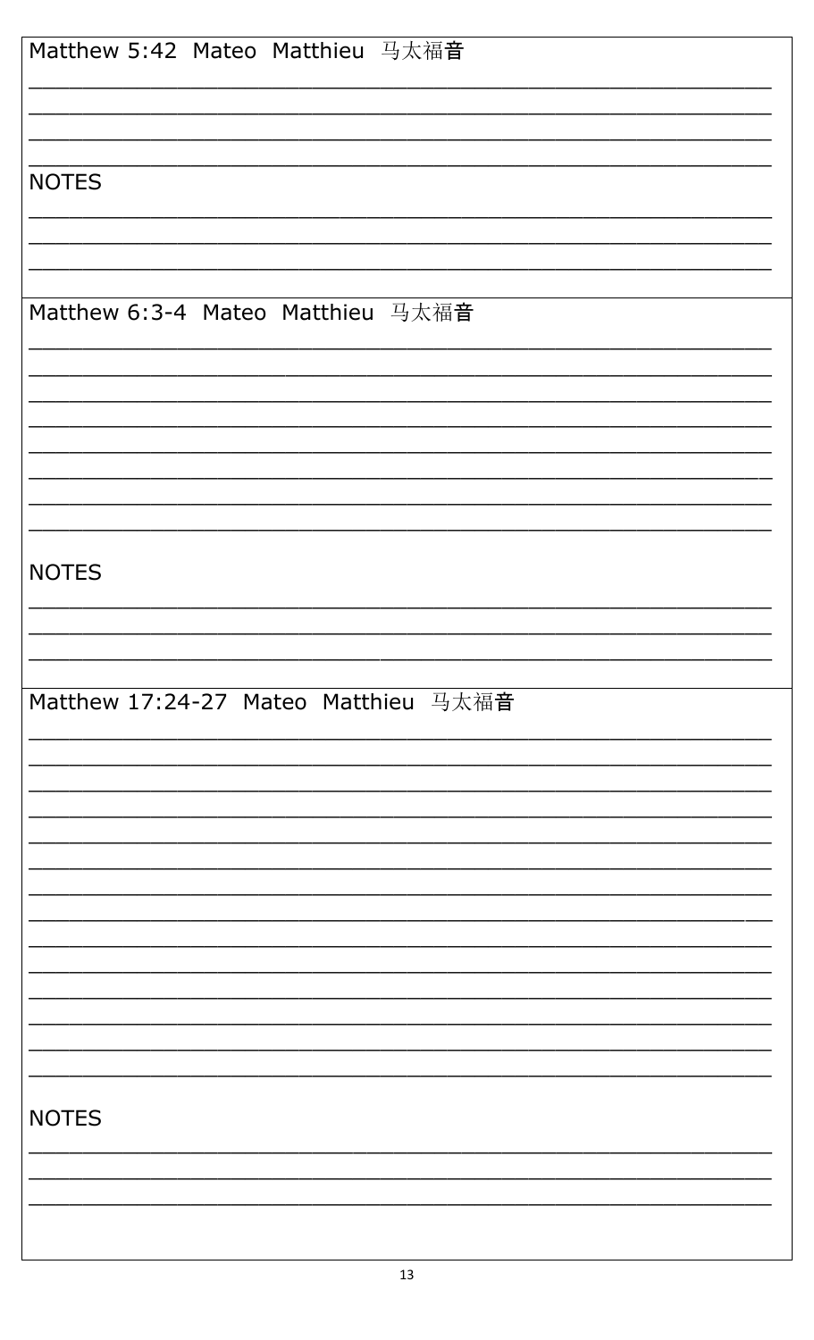Matthew 5:42 Mateo Matthieu 马太福音

\_\_\_\_\_\_\_\_\_\_\_\_\_\_\_\_\_\_\_\_\_\_\_\_\_\_\_\_\_\_\_\_\_\_\_\_\_\_\_\_\_\_\_\_\_\_\_\_\_\_\_\_\_\_\_\_

\_\_\_\_\_\_\_\_\_\_\_\_\_\_\_\_\_\_\_\_\_\_\_\_\_\_\_\_\_\_\_\_\_\_\_\_\_\_\_\_\_\_\_\_\_\_\_\_\_\_\_\_\_\_\_\_

\_\_\_\_\_\_\_\_\_\_\_\_\_\_\_\_\_\_\_\_\_\_\_\_\_\_\_\_\_\_\_\_\_\_\_\_\_\_\_\_\_\_\_\_\_\_\_\_\_\_\_\_\_\_\_\_

\_\_\_\_\_\_\_\_\_\_\_\_\_\_\_\_\_\_\_\_\_\_\_\_\_\_\_\_\_\_\_\_\_\_\_\_\_\_\_\_\_\_\_\_\_\_\_\_\_\_\_\_\_\_\_\_

NOTES

\_\_\_\_\_\_\_\_\_\_\_\_\_\_\_\_\_\_\_\_\_\_\_\_\_\_\_\_\_\_\_\_\_\_\_\_\_\_\_\_\_\_\_\_\_\_\_\_\_\_\_\_\_\_\_\_

\_\_\_\_\_\_\_\_\_\_\_\_\_\_\_\_\_\_\_\_\_\_\_\_\_\_\_\_\_\_\_\_\_\_\_\_\_\_\_\_\_\_\_\_\_\_\_\_\_\_\_\_\_\_\_\_

\_\_\_\_\_\_\_\_\_\_\_\_\_\_\_\_\_\_\_\_\_\_\_\_\_\_\_\_\_\_\_\_\_\_\_\_\_\_\_\_\_\_\_\_\_\_\_\_\_\_\_\_\_\_\_\_

Matthew 6:3-4 Mateo Matthieu 马太福音

\_\_\_\_\_\_\_\_\_\_\_\_\_\_\_\_\_\_\_\_\_\_\_\_\_\_\_\_\_\_\_\_\_\_\_\_\_\_\_\_\_\_\_\_\_\_\_\_\_\_\_\_\_\_\_\_

\_\_\_\_\_\_\_\_\_\_\_\_\_\_\_\_\_\_\_\_\_\_\_\_\_\_\_\_\_\_\_\_\_\_\_\_\_\_\_\_\_\_\_\_\_\_\_\_\_\_\_\_\_\_\_\_

\_\_\_\_\_\_\_\_\_\_\_\_\_\_\_\_\_\_\_\_\_\_\_\_\_\_\_\_\_\_\_\_\_\_\_\_\_\_\_\_\_\_\_\_\_\_\_\_\_\_\_\_\_\_\_\_

\_\_\_\_\_\_\_\_\_\_\_\_\_\_\_\_\_\_\_\_\_\_\_\_\_\_\_\_\_\_\_\_\_\_\_\_\_\_\_\_\_\_\_\_\_\_\_\_\_\_\_\_\_\_\_\_

\_\_\_\_\_\_\_\_\_\_\_\_\_\_\_\_\_\_\_\_\_\_\_\_\_\_\_\_\_\_\_\_\_\_\_\_\_\_\_\_\_\_\_\_\_\_\_\_\_\_\_\_\_\_\_\_

\_\_\_\_\_\_\_\_\_\_\_\_\_\_\_\_\_\_\_\_\_\_\_\_\_\_\_\_\_\_\_\_\_\_\_\_\_\_\_\_\_\_\_\_\_\_\_\_\_\_\_\_\_\_\_\_

\_\_\_\_\_\_\_\_\_\_\_\_\_\_\_\_\_\_\_\_\_\_\_\_\_\_\_\_\_\_\_\_\_\_\_\_\_\_\_\_\_\_\_\_\_\_\_\_\_\_\_\_\_\_\_\_

\_\_\_\_\_\_\_\_\_\_\_\_\_\_\_\_\_\_\_\_\_\_\_\_\_\_\_\_\_\_\_\_\_\_\_\_\_\_\_\_\_\_\_\_\_\_\_\_\_\_\_\_\_\_\_\_

NOTES

\_\_\_\_\_\_\_\_\_\_\_\_\_\_\_\_\_\_\_\_\_\_\_\_\_\_\_\_\_\_\_\_\_\_\_\_\_\_\_\_\_\_\_\_\_\_\_\_\_\_\_\_\_\_\_\_

\_\_\_\_\_\_\_\_\_\_\_\_\_\_\_\_\_\_\_\_\_\_\_\_\_\_\_\_\_\_\_\_\_\_\_\_\_\_\_\_\_\_\_\_\_\_\_\_\_\_\_\_\_\_\_\_

\_\_\_\_\_\_\_\_\_\_\_\_\_\_\_\_\_\_\_\_\_\_\_\_\_\_\_\_\_\_\_\_\_\_\_\_\_\_\_\_\_\_\_\_\_\_\_\_\_\_\_\_\_\_\_\_

Matthew 17:24-27 Mateo Matthieu 马太福音

\_\_\_\_\_\_\_\_\_\_\_\_\_\_\_\_\_\_\_\_\_\_\_\_\_\_\_\_\_\_\_\_\_\_\_\_\_\_\_\_\_\_\_\_\_\_\_\_\_\_\_\_\_\_\_\_

\_\_\_\_\_\_\_\_\_\_\_\_\_\_\_\_\_\_\_\_\_\_\_\_\_\_\_\_\_\_\_\_\_\_\_\_\_\_\_\_\_\_\_\_\_\_\_\_\_\_\_\_\_\_\_\_

\_\_\_\_\_\_\_\_\_\_\_\_\_\_\_\_\_\_\_\_\_\_\_\_\_\_\_\_\_\_\_\_\_\_\_\_\_\_\_\_\_\_\_\_\_\_\_\_\_\_\_\_\_\_\_\_

\_\_\_\_\_\_\_\_\_\_\_\_\_\_\_\_\_\_\_\_\_\_\_\_\_\_\_\_\_\_\_\_\_\_\_\_\_\_\_\_\_\_\_\_\_\_\_\_\_\_\_\_\_\_\_\_

\_\_\_\_\_\_\_\_\_\_\_\_\_\_\_\_\_\_\_\_\_\_\_\_\_\_\_\_\_\_\_\_\_\_\_\_\_\_\_\_\_\_\_\_\_\_\_\_\_\_\_\_\_\_\_\_

\_\_\_\_\_\_\_\_\_\_\_\_\_\_\_\_\_\_\_\_\_\_\_\_\_\_\_\_\_\_\_\_\_\_\_\_\_\_\_\_\_\_\_\_\_\_\_\_\_\_\_\_\_\_\_\_

\_\_\_\_\_\_\_\_\_\_\_\_\_\_\_\_\_\_\_\_\_\_\_\_\_\_\_\_\_\_\_\_\_\_\_\_\_\_\_\_\_\_\_\_\_\_\_\_\_\_\_\_\_\_\_\_

\_\_\_\_\_\_\_\_\_\_\_\_\_\_\_\_\_\_\_\_\_\_\_\_\_\_\_\_\_\_\_\_\_\_\_\_\_\_\_\_\_\_\_\_\_\_\_\_\_\_\_\_\_\_\_\_

\_\_\_\_\_\_\_\_\_\_\_\_\_\_\_\_\_\_\_\_\_\_\_\_\_\_\_\_\_\_\_\_\_\_\_\_\_\_\_\_\_\_\_\_\_\_\_\_\_\_\_\_\_\_\_\_

\_\_\_\_\_\_\_\_\_\_\_\_\_\_\_\_\_\_\_\_\_\_\_\_\_\_\_\_\_\_\_\_\_\_\_\_\_\_\_\_\_\_\_\_\_\_\_\_\_\_\_\_\_\_\_\_

\_\_\_\_\_\_\_\_\_\_\_\_\_\_\_\_\_\_\_\_\_\_\_\_\_\_\_\_\_\_\_\_\_\_\_\_\_\_\_\_\_\_\_\_\_\_\_\_\_\_\_\_\_\_\_\_

\_\_\_\_\_\_\_\_\_\_\_\_\_\_\_\_\_\_\_\_\_\_\_\_\_\_\_\_\_\_\_\_\_\_\_\_\_\_\_\_\_\_\_\_\_\_\_\_\_\_\_\_\_\_\_\_

\_\_\_\_\_\_\_\_\_\_\_\_\_\_\_\_\_\_\_\_\_\_\_\_\_\_\_\_\_\_\_\_\_\_\_\_\_\_\_\_\_\_\_\_\_\_\_\_\_\_\_\_\_\_\_\_

\_\_\_\_\_\_\_\_\_\_\_\_\_\_\_\_\_\_\_\_\_\_\_\_\_\_\_\_\_\_\_\_\_\_\_\_\_\_\_\_\_\_\_\_\_\_\_\_\_\_\_\_\_\_\_\_

NOTES

\_\_\_\_\_\_\_\_\_\_\_\_\_\_\_\_\_\_\_\_\_\_\_\_\_\_\_\_\_\_\_\_\_\_\_\_\_\_\_\_\_\_\_\_\_\_\_\_\_\_\_\_\_\_\_\_

\_\_\_\_\_\_\_\_\_\_\_\_\_\_\_\_\_\_\_\_\_\_\_\_\_\_\_\_\_\_\_\_\_\_\_\_\_\_\_\_\_\_\_\_\_\_\_\_\_\_\_\_\_\_\_\_

\_\_\_\_\_\_\_\_\_\_\_\_\_\_\_\_\_\_\_\_\_\_\_\_\_\_\_\_\_\_\_\_\_\_\_\_\_\_\_\_\_\_\_\_\_\_\_\_\_\_\_\_\_\_\_\_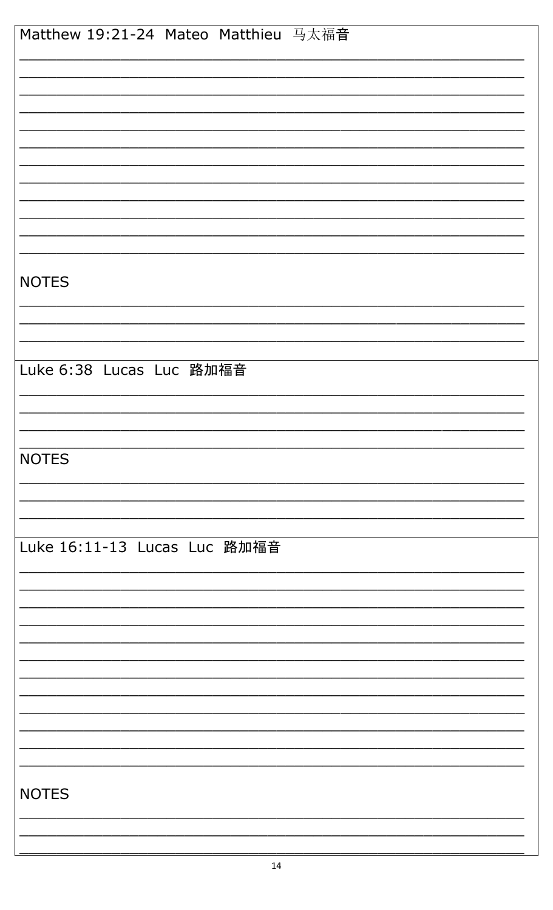Matthew 19:21-24 Mateo Matthieu 马太福音

\_\_\_\_\_\_\_\_\_\_\_\_\_\_\_\_\_\_\_\_\_\_\_\_\_\_\_\_\_\_\_\_\_\_\_\_\_\_\_\_\_\_\_\_\_\_\_\_\_\_\_\_\_\_\_\_\_\_\_\_

\_\_\_\_\_\_\_\_\_\_\_\_\_\_\_\_\_\_\_\_\_\_\_\_\_\_\_\_\_\_\_\_\_\_\_\_\_\_\_\_\_\_\_\_\_\_\_\_\_\_\_\_\_\_\_\_\_\_\_\_

\_\_\_\_\_\_\_\_\_\_\_\_\_\_\_\_\_\_\_\_\_\_\_\_\_\_\_\_\_\_\_\_\_\_\_\_\_\_\_\_\_\_\_\_\_\_\_\_\_\_\_\_\_\_\_\_\_\_\_\_

\_\_\_\_\_\_\_\_\_\_\_\_\_\_\_\_\_\_\_\_\_\_\_\_\_\_\_\_\_\_\_\_\_\_\_\_\_\_\_\_\_\_\_\_\_\_\_\_\_\_\_\_\_\_\_\_\_\_\_\_

\_\_\_\_\_\_\_\_\_\_\_\_\_\_\_\_\_\_\_\_\_\_\_\_\_\_\_\_\_\_\_\_\_\_\_\_\_\_\_\_\_\_\_\_\_\_\_\_\_\_\_\_\_\_\_\_\_\_\_\_

\_\_\_\_\_\_\_\_\_\_\_\_\_\_\_\_\_\_\_\_\_\_\_\_\_\_\_\_\_\_\_\_\_\_\_\_\_\_\_\_\_\_\_\_\_\_\_\_\_\_\_\_\_\_\_\_\_\_\_\_

\_\_\_\_\_\_\_\_\_\_\_\_\_\_\_\_\_\_\_\_\_\_\_\_\_\_\_\_\_\_\_\_\_\_\_\_\_\_\_\_\_\_\_\_\_\_\_\_\_\_\_\_\_\_\_\_\_\_\_\_

\_\_\_\_\_\_\_\_\_\_\_\_\_\_\_\_\_\_\_\_\_\_\_\_\_\_\_\_\_\_\_\_\_\_\_\_\_\_\_\_\_\_\_\_\_\_\_\_\_\_\_\_\_\_\_\_\_\_\_\_

\_\_\_\_\_\_\_\_\_\_\_\_\_\_\_\_\_\_\_\_\_\_\_\_\_\_\_\_\_\_\_\_\_\_\_\_\_\_\_\_\_\_\_\_\_\_\_\_\_\_\_\_\_\_\_\_\_\_\_\_

\_\_\_\_\_\_\_\_\_\_\_\_\_\_\_\_\_\_\_\_\_\_\_\_\_\_\_\_\_\_\_\_\_\_\_\_\_\_\_\_\_\_\_\_\_\_\_\_\_\_\_\_\_\_\_\_\_\_\_\_

\_\_\_\_\_\_\_\_\_\_\_\_\_\_\_\_\_\_\_\_\_\_\_\_\_\_\_\_\_\_\_\_\_\_\_\_\_\_\_\_\_\_\_\_\_\_\_\_\_\_\_\_\_\_\_\_\_\_\_\_

\_\_\_\_\_\_\_\_\_\_\_\_\_\_\_\_\_\_\_\_\_\_\_\_\_\_\_\_\_\_\_\_\_\_\_\_\_\_\_\_\_\_\_\_\_\_\_\_\_\_\_\_\_\_\_\_\_\_\_\_

NOTES

\_\_\_\_\_\_\_\_\_\_\_\_\_\_\_\_\_\_\_\_\_\_\_\_\_\_\_\_\_\_\_\_\_\_\_\_\_\_\_\_\_\_\_\_\_\_\_\_\_\_\_\_\_\_\_\_\_\_\_\_

\_\_\_\_\_\_\_\_\_\_\_\_\_\_\_\_\_\_\_\_\_\_\_\_\_\_\_\_\_\_\_\_\_\_\_\_\_\_\_\_\_\_\_\_\_\_\_\_\_\_\_\_\_\_\_\_\_\_\_\_

\_\_\_\_\_\_\_\_\_\_\_\_\_\_\_\_\_\_\_\_\_\_\_\_\_\_\_\_\_\_\_\_\_\_\_\_\_\_\_\_\_\_\_\_\_\_\_\_\_\_\_\_\_\_\_\_\_\_\_\_

Luke 6:38 Lucas Luc 路加福音

\_\_\_\_\_\_\_\_\_\_\_\_\_\_\_\_\_\_\_\_\_\_\_\_\_\_\_\_\_\_\_\_\_\_\_\_\_\_\_\_\_\_\_\_\_\_\_\_\_\_\_\_\_\_\_\_\_\_\_\_

\_\_\_\_\_\_\_\_\_\_\_\_\_\_\_\_\_\_\_\_\_\_\_\_\_\_\_\_\_\_\_\_\_\_\_\_\_\_\_\_\_\_\_\_\_\_\_\_\_\_\_\_\_\_\_\_\_\_\_\_

\_\_\_\_\_\_\_\_\_\_\_\_\_\_\_\_\_\_\_\_\_\_\_\_\_\_\_\_\_\_\_\_\_\_\_\_\_\_\_\_\_\_\_\_\_\_\_\_\_\_\_\_\_\_\_\_\_\_\_\_

\_\_\_\_\_\_\_\_\_\_\_\_\_\_\_\_\_\_\_\_\_\_\_\_\_\_\_\_\_\_\_\_\_\_\_\_\_\_\_\_\_\_\_\_\_\_\_\_\_\_\_\_\_\_\_\_\_\_\_\_

NOTES

\_\_\_\_\_\_\_\_\_\_\_\_\_\_\_\_\_\_\_\_\_\_\_\_\_\_\_\_\_\_\_\_\_\_\_\_\_\_\_\_\_\_\_\_\_\_\_\_\_\_\_\_\_\_\_\_\_\_\_\_

\_\_\_\_\_\_\_\_\_\_\_\_\_\_\_\_\_\_\_\_\_\_\_\_\_\_\_\_\_\_\_\_\_\_\_\_\_\_\_\_\_\_\_\_\_\_\_\_\_\_\_\_\_\_\_\_\_\_\_\_

\_\_\_\_\_\_\_\_\_\_\_\_\_\_\_\_\_\_\_\_\_\_\_\_\_\_\_\_\_\_\_\_\_\_\_\_\_\_\_\_\_\_\_\_\_\_\_\_\_\_\_\_\_\_\_\_\_\_\_\_

Luke 16:11-13 Lucas Luc 路加福音

\_\_\_\_\_\_\_\_\_\_\_\_\_\_\_\_\_\_\_\_\_\_\_\_\_\_\_\_\_\_\_\_\_\_\_\_\_\_\_\_\_\_\_\_\_\_\_\_\_\_\_\_\_\_\_\_\_\_\_\_

\_\_\_\_\_\_\_\_\_\_\_\_\_\_\_\_\_\_\_\_\_\_\_\_\_\_\_\_\_\_\_\_\_\_\_\_\_\_\_\_\_\_\_\_\_\_\_\_\_\_\_\_\_\_\_\_\_\_\_\_

\_\_\_\_\_\_\_\_\_\_\_\_\_\_\_\_\_\_\_\_\_\_\_\_\_\_\_\_\_\_\_\_\_\_\_\_\_\_\_\_\_\_\_\_\_\_\_\_\_\_\_\_\_\_\_\_\_\_\_\_

\_\_\_\_\_\_\_\_\_\_\_\_\_\_\_\_\_\_\_\_\_\_\_\_\_\_\_\_\_\_\_\_\_\_\_\_\_\_\_\_\_\_\_\_\_\_\_\_\_\_\_\_\_\_\_\_\_\_\_\_

\_\_\_\_\_\_\_\_\_\_\_\_\_\_\_\_\_\_\_\_\_\_\_\_\_\_\_\_\_\_\_\_\_\_\_\_\_\_\_\_\_\_\_\_\_\_\_\_\_\_\_\_\_\_\_\_\_\_\_\_

\_\_\_\_\_\_\_\_\_\_\_\_\_\_\_\_\_\_\_\_\_\_\_\_\_\_\_\_\_\_\_\_\_\_\_\_\_\_\_\_\_\_\_\_\_\_\_\_\_\_\_\_\_\_\_\_\_\_\_\_

\_\_\_\_\_\_\_\_\_\_\_\_\_\_\_\_\_\_\_\_\_\_\_\_\_\_\_\_\_\_\_\_\_\_\_\_\_\_\_\_\_\_\_\_\_\_\_\_\_\_\_\_\_\_\_\_\_\_\_\_

\_\_\_\_\_\_\_\_\_\_\_\_\_\_\_\_\_\_\_\_\_\_\_\_\_\_\_\_\_\_\_\_\_\_\_\_\_\_\_\_\_\_\_\_\_\_\_\_\_\_\_\_\_\_\_\_\_\_\_\_

\_\_\_\_\_\_\_\_\_\_\_\_\_\_\_\_\_\_\_\_\_\_\_\_\_\_\_\_\_\_\_\_\_\_\_\_\_\_\_\_\_\_\_\_\_\_\_\_\_\_\_\_\_\_\_\_\_\_\_\_

\_\_\_\_\_\_\_\_\_\_\_\_\_\_\_\_\_\_\_\_\_\_\_\_\_\_\_\_\_\_\_\_\_\_\_\_\_\_\_\_\_\_\_\_\_\_\_\_\_\_\_\_\_\_\_\_\_\_\_\_

\_\_\_\_\_\_\_\_\_\_\_\_\_\_\_\_\_\_\_\_\_\_\_\_\_\_\_\_\_\_\_\_\_\_\_\_\_\_\_\_\_\_\_\_\_\_\_\_\_\_\_\_\_\_\_\_\_\_\_\_

\_\_\_\_\_\_\_\_\_\_\_\_\_\_\_\_\_\_\_\_\_\_\_\_\_\_\_\_\_\_\_\_\_\_\_\_\_\_\_\_\_\_\_\_\_\_\_\_\_\_\_\_\_\_\_\_\_\_\_\_

NOTES

\_\_\_\_\_\_\_\_\_\_\_\_\_\_\_\_\_\_\_\_\_\_\_\_\_\_\_\_\_\_\_\_\_\_\_\_\_\_\_\_\_\_\_\_\_\_\_\_\_\_\_\_\_\_\_\_\_\_\_\_

\_\_\_\_\_\_\_\_\_\_\_\_\_\_\_\_\_\_\_\_\_\_\_\_\_\_\_\_\_\_\_\_\_\_\_\_\_\_\_\_\_\_\_\_\_\_\_\_\_\_\_\_\_\_\_\_\_\_\_\_

\_\_\_\_\_\_\_\_\_\_\_\_\_\_\_\_\_\_\_\_\_\_\_\_\_\_\_\_\_\_\_\_\_\_\_\_\_\_\_\_\_\_\_\_\_\_\_\_\_\_\_\_\_\_\_\_\_\_\_\_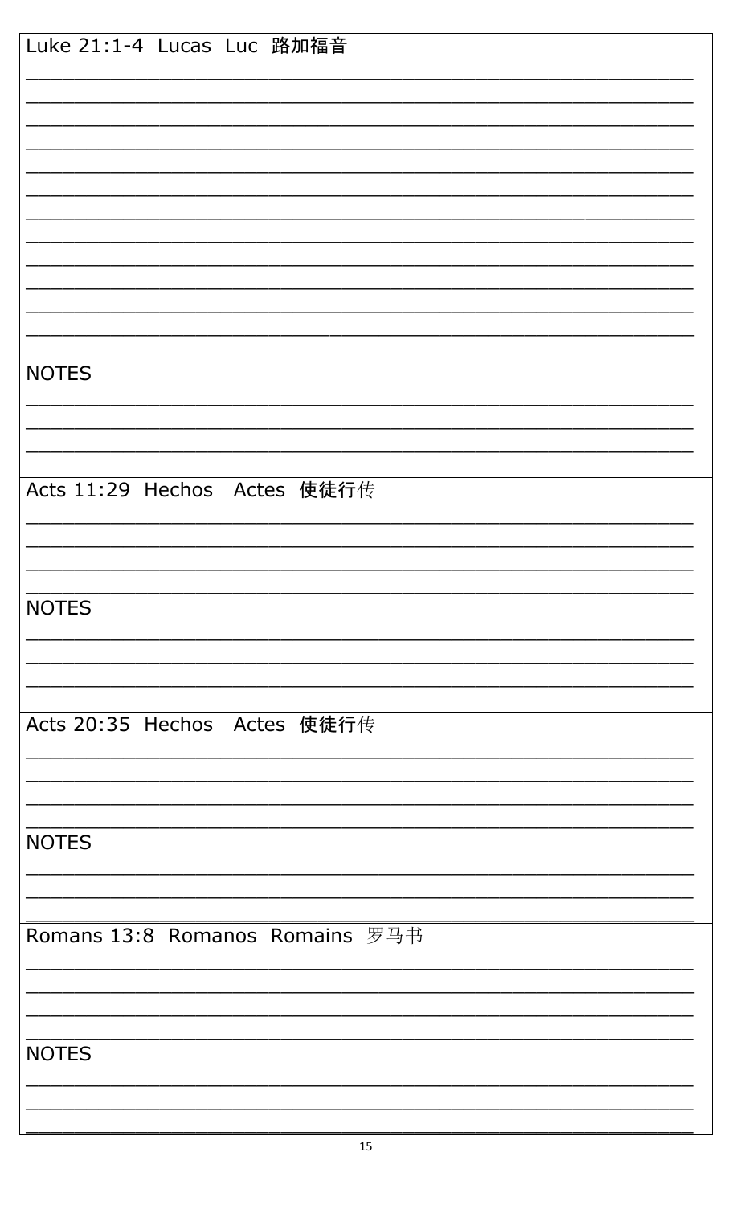Luke 21:1-4 Lucas Luc 路加福音

NOTES

Acts 11:29 Hechos Actes 使徒行传

NOTES

Acts 20:35 Hechos Actes 使徒行传

NOTES

Romans 13:8 Romanos Romains 罗马书

NOTES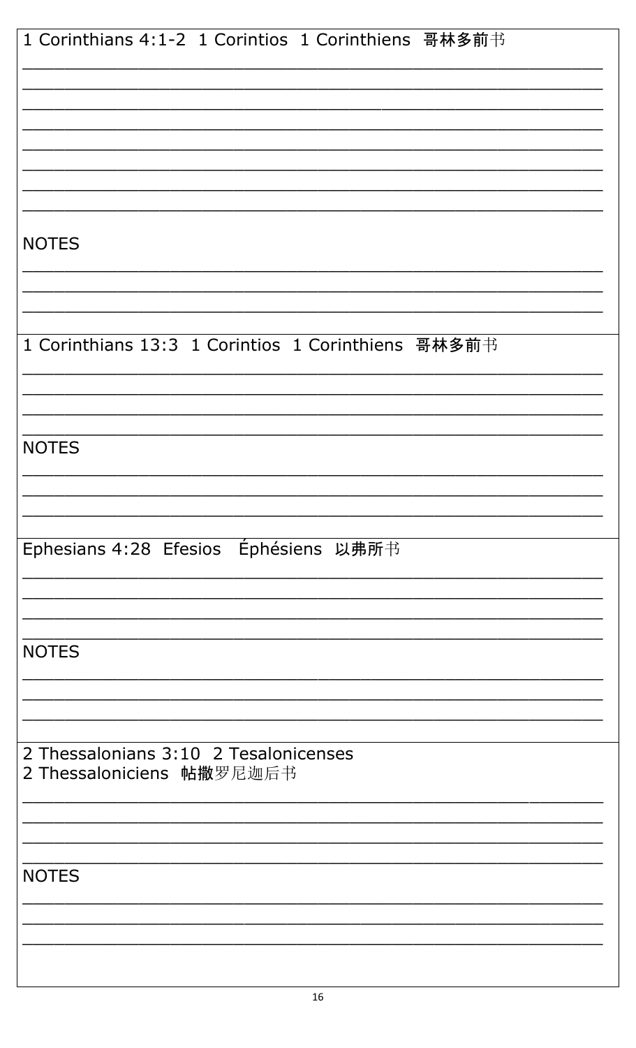1 Corinthians 4:1-2  1 Corintios  1 Corinthiens  哥林多前书

________________________________________________________________

________________________________________________________________

________________________________________________________________

________________________________________________________________

________________________________________________________________

________________________________________________________________

________________________________________________________________

________________________________________________________________

NOTES

________________________________________________________________

________________________________________________________________

________________________________________________________________

1 Corinthians 13:3  1 Corintios  1 Corinthiens  哥林多前书

________________________________________________________________

________________________________________________________________

________________________________________________________________

________________________________________________________________

NOTES

________________________________________________________________

________________________________________________________________

________________________________________________________________

Ephesians 4:28  Efesios  Éphésiens  以弗所书

________________________________________________________________

________________________________________________________________

________________________________________________________________

________________________________________________________________

NOTES

________________________________________________________________

________________________________________________________________

________________________________________________________________

2 Thessalonians 3:10  2 Tesalonicenses
2 Thessaloniciens  帖撒罗尼迦后书

________________________________________________________________

________________________________________________________________

________________________________________________________________

________________________________________________________________

NOTES

________________________________________________________________

________________________________________________________________

________________________________________________________________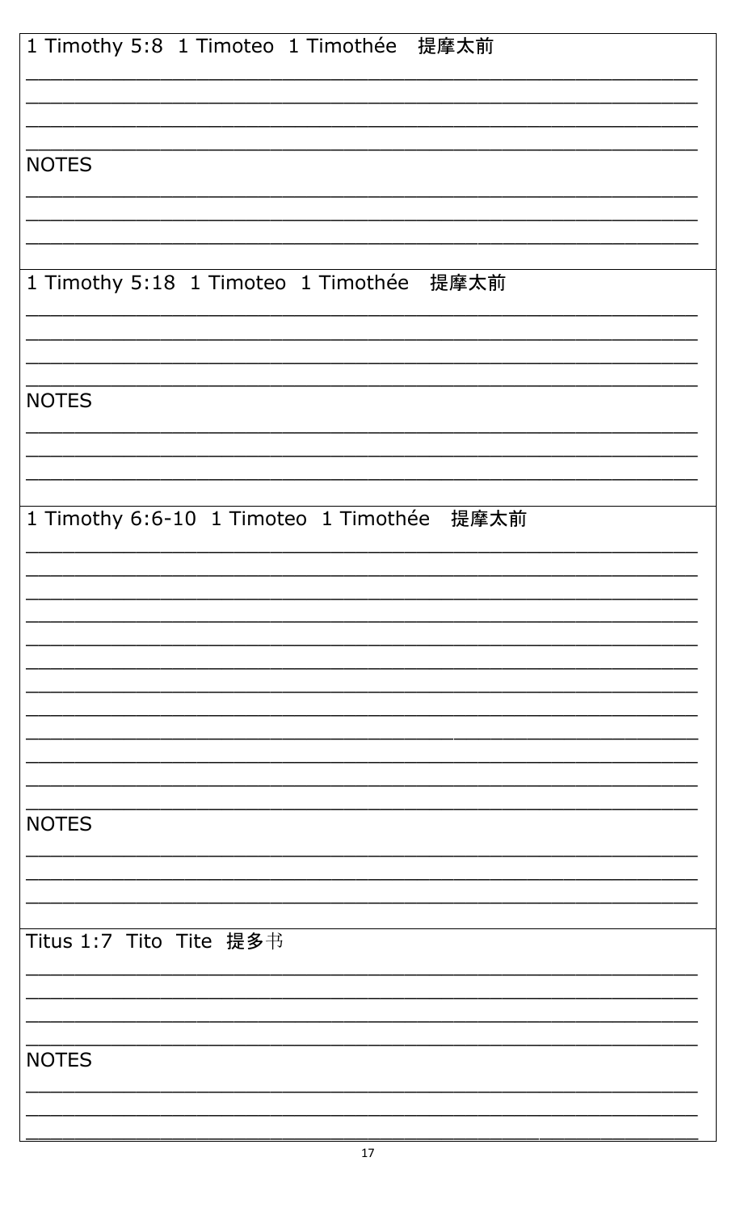1 Timothy 5:8  1 Timoteo  1 Timothée  提摩太前

____________________________________________________________

____________________________________________________________

____________________________________________________________

____________________________________________________________

NOTES

____________________________________________________________

____________________________________________________________

____________________________________________________________

1 Timothy 5:18  1 Timoteo  1 Timothée  提摩太前

____________________________________________________________

____________________________________________________________

____________________________________________________________

____________________________________________________________

NOTES

____________________________________________________________

____________________________________________________________

____________________________________________________________

1 Timothy 6:6-10  1 Timoteo  1 Timothée  提摩太前

____________________________________________________________

____________________________________________________________

____________________________________________________________

____________________________________________________________

____________________________________________________________

____________________________________________________________

____________________________________________________________

____________________________________________________________

____________________________________________________________

____________________________________________________________

____________________________________________________________

____________________________________________________________

NOTES

____________________________________________________________

____________________________________________________________

____________________________________________________________

Titus 1:7  Tito  Tite  提多书

____________________________________________________________

____________________________________________________________

____________________________________________________________

____________________________________________________________

NOTES

____________________________________________________________

____________________________________________________________

____________________________________________________________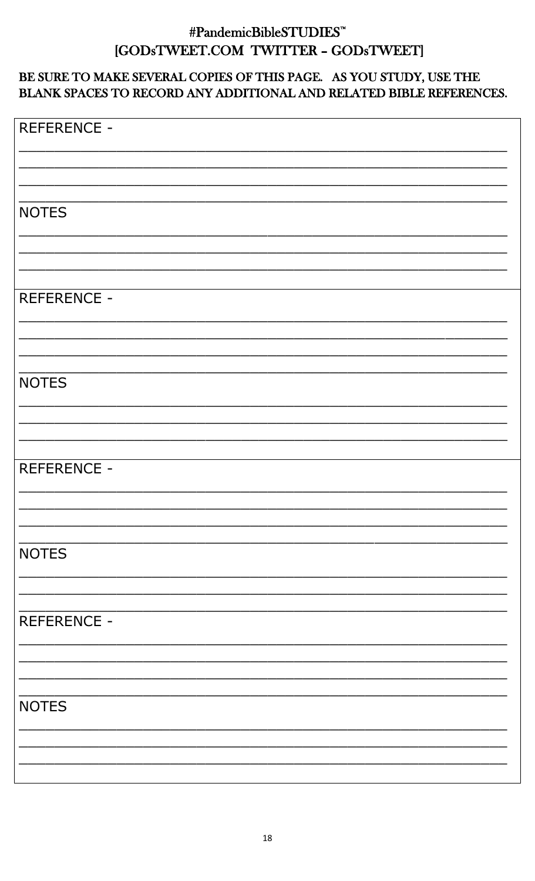# #PandemicBibleSTUDIES™
# [GODsTWEET.COM TWITTER – GODsTWEET]

**BE SURE TO MAKE SEVERAL COPIES OF THIS PAGE. AS YOU STUDY, USE THE BLANK SPACES TO RECORD ANY ADDITIONAL AND RELATED BIBLE REFERENCES.**

REFERENCE -

______________________________________________________________________

______________________________________________________________________

______________________________________________________________________

______________________________________________________________________

NOTES

______________________________________________________________________

______________________________________________________________________

______________________________________________________________________

REFERENCE -

______________________________________________________________________

______________________________________________________________________

______________________________________________________________________

______________________________________________________________________

NOTES

______________________________________________________________________

______________________________________________________________________

______________________________________________________________________

REFERENCE -

______________________________________________________________________

______________________________________________________________________

______________________________________________________________________

______________________________________________________________________

NOTES

______________________________________________________________________

______________________________________________________________________

______________________________________________________________________

REFERENCE -

______________________________________________________________________

______________________________________________________________________

______________________________________________________________________

NOTES

______________________________________________________________________

______________________________________________________________________

______________________________________________________________________